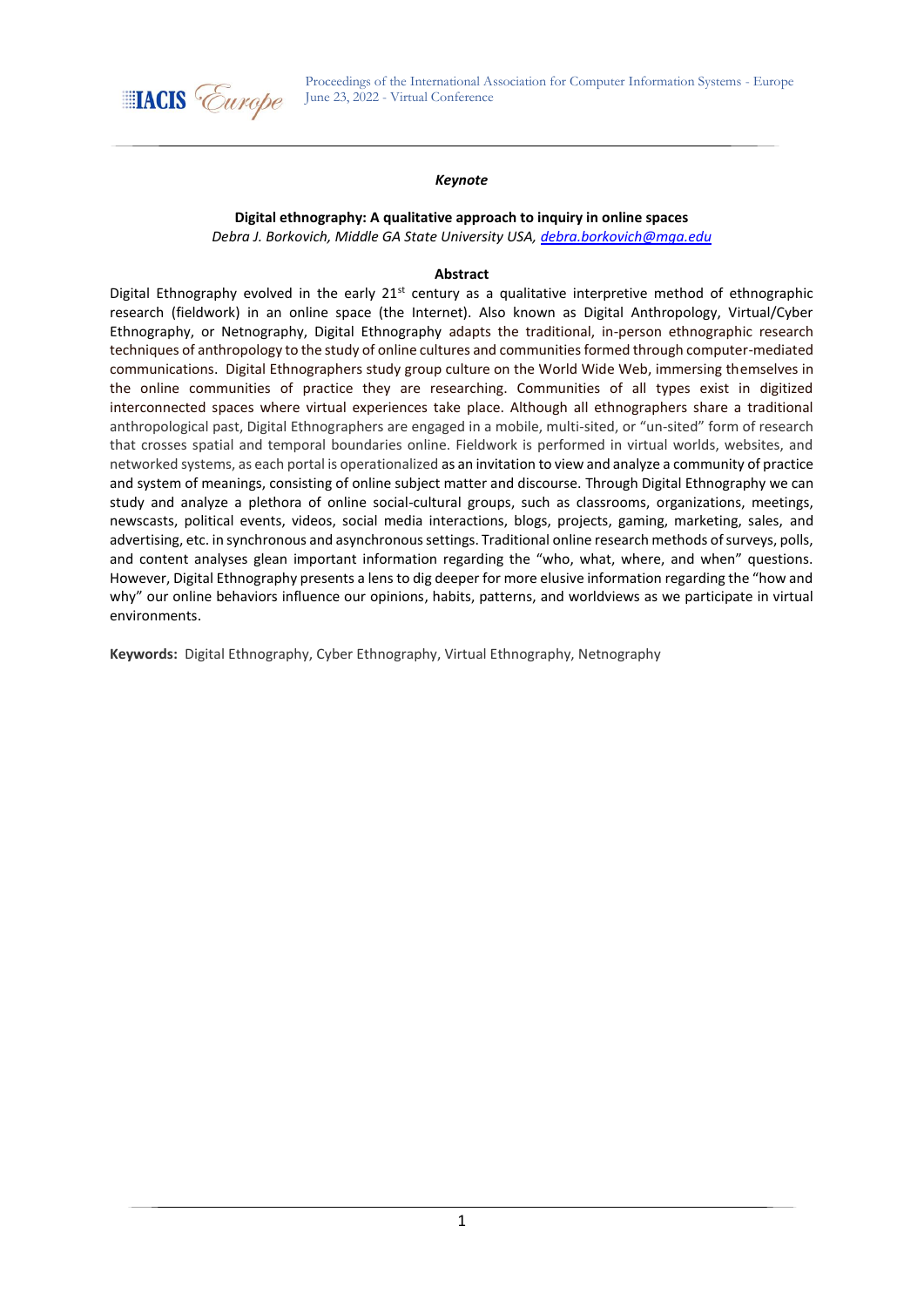*Keynote*

# Digital ethnography: A qualitative approach to inquiry in online spaces

*Debra J. Borkovich, Middle GA State University USA, [debra.borkovich@mga.edu](mailto:debra.borkovich@mga.edu)*

## Abstract

Digital Ethnography evolved in the early 21st century as a qualitative interpretive method of ethnographic research (fieldwork) in an online space (the Internet). Also known as Digital Anthropology, Virtual/Cyber Ethnography, or Netnography, Digital Ethnography adapts the traditional, in-person ethnographic research techniques of anthropology to the study of online cultures and communities formed through computer-mediated communications. Digital Ethnographers study group culture on the World Wide Web, immersing themselves in the online communities of practice they are researching. Communities of all types exist in digitized interconnected spaces where virtual experiences take place. Although all ethnographers share a traditional anthropological past, Digital Ethnographers are engaged in a mobile, multi-sited, or "un-sited" form of research that crosses spatial and temporal boundaries online. Fieldwork is performed in virtual worlds, websites, and networked systems, as each portal is operationalized as an invitation to view and analyze a community of practice and system of meanings, consisting of online subject matter and discourse. Through Digital Ethnography we can study and analyze a plethora of online social-cultural groups, such as classrooms, organizations, meetings, newscasts, political events, videos, social media interactions, blogs, projects, gaming, marketing, sales, and advertising, etc. in synchronous and asynchronous settings. Traditional online research methods of surveys, polls, and content analyses glean important information regarding the "who, what, where, and when" questions. However, Digital Ethnography presents a lens to dig deeper for more elusive information regarding the "how and why" our online behaviors influence our opinions, habits, patterns, and worldviews as we participate in virtual environments.

**Keywords:** Digital Ethnography, Cyber Ethnography, Virtual Ethnography, Netnography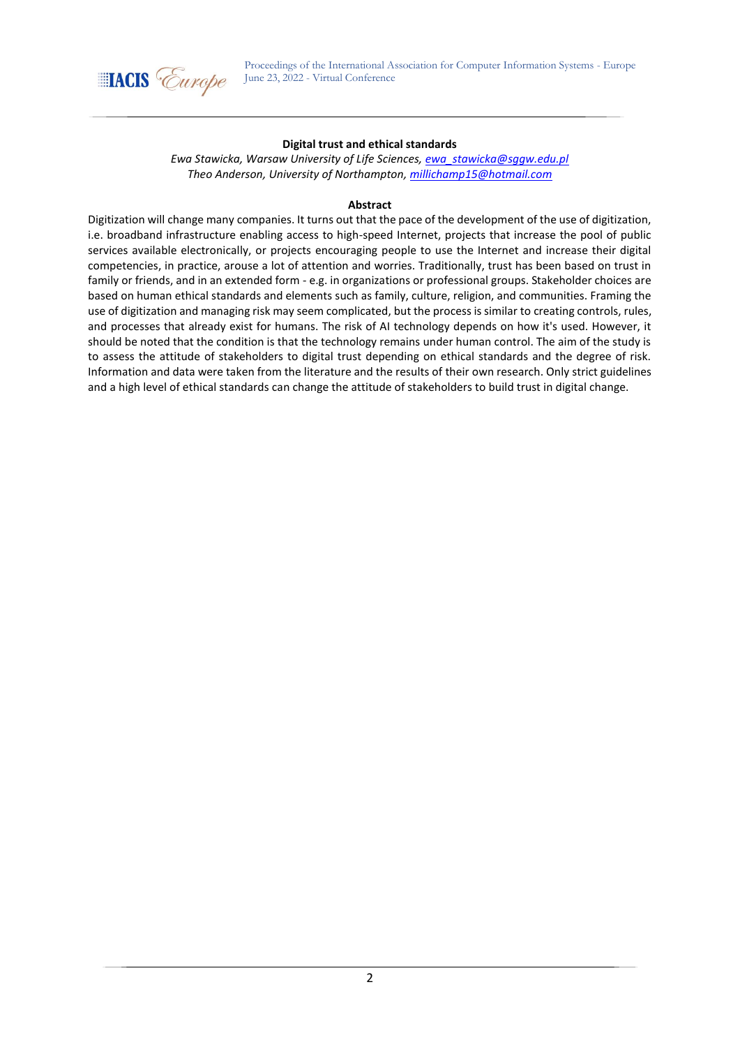# Digital trust and ethical standards

*Ewa Stawicka, Warsaw University of Life Sciences, ewa_stawicka@sggw.edu.pl*
*Theo Anderson, University of Northampton, millichamp15@hotmail.com*

## Abstract

Digitization will change many companies. It turns out that the pace of the development of the use of digitization, i.e. broadband infrastructure enabling access to high-speed Internet, projects that increase the pool of public services available electronically, or projects encouraging people to use the Internet and increase their digital competencies, in practice, arouse a lot of attention and worries. Traditionally, trust has been based on trust in family or friends, and in an extended form - e.g. in organizations or professional groups. Stakeholder choices are based on human ethical standards and elements such as family, culture, religion, and communities. Framing the use of digitization and managing risk may seem complicated, but the process is similar to creating controls, rules, and processes that already exist for humans. The risk of AI technology depends on how it's used. However, it should be noted that the condition is that the technology remains under human control. The aim of the study is to assess the attitude of stakeholders to digital trust depending on ethical standards and the degree of risk. Information and data were taken from the literature and the results of their own research. Only strict guidelines and a high level of ethical standards can change the attitude of stakeholders to build trust in digital change.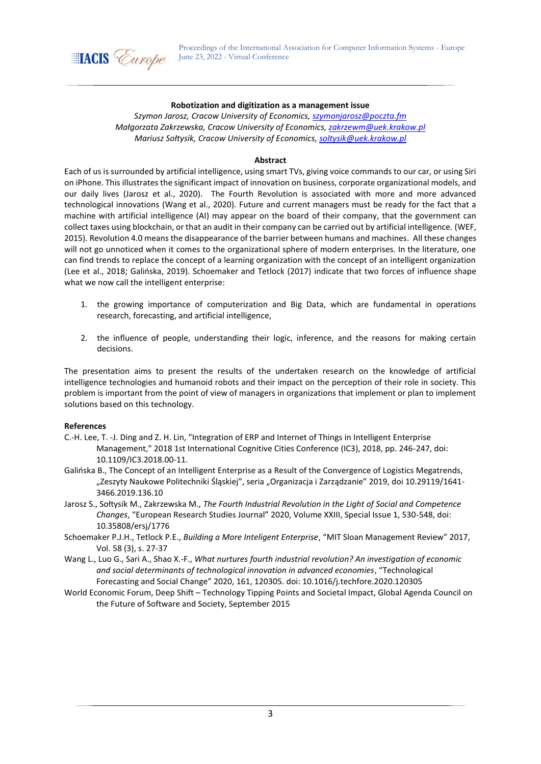## Robotization and digitization as a management issue

*Szymon Jarosz, Cracow University of Economics, szymonjarosz@poczta.fm*
*Małgorzata Zakrzewska, Cracow University of Economics, zakrzewm@uek.krakow.pl*
*Mariusz Sołtysik, Cracow University of Economics, soltysik@uek.krakow.pl*

### Abstract

Each of us is surrounded by artificial intelligence, using smart TVs, giving voice commands to our car, or using Siri on iPhone. This illustrates the significant impact of innovation on business, corporate organizational models, and our daily lives (Jarosz et al., 2020). The Fourth Revolution is associated with more and more advanced technological innovations (Wang et al., 2020). Future and current managers must be ready for the fact that a machine with artificial intelligence (AI) may appear on the board of their company, that the government can collect taxes using blockchain, or that an audit in their company can be carried out by artificial intelligence. (WEF, 2015). Revolution 4.0 means the disappearance of the barrier between humans and machines. All these changes will not go unnoticed when it comes to the organizational sphere of modern enterprises. In the literature, one can find trends to replace the concept of a learning organization with the concept of an intelligent organization (Lee et al., 2018; Galińska, 2019). Schoemaker and Tetlock (2017) indicate that two forces of influence shape what we now call the intelligent enterprise:

1. the growing importance of computerization and Big Data, which are fundamental in operations research, forecasting, and artificial intelligence,
2. the influence of people, understanding their logic, inference, and the reasons for making certain decisions.

The presentation aims to present the results of the undertaken research on the knowledge of artificial intelligence technologies and humanoid robots and their impact on the perception of their role in society. This problem is important from the point of view of managers in organizations that implement or plan to implement solutions based on this technology.

**References**

C.-H. Lee, T. -J. Ding and Z. H. Lin, "Integration of ERP and Internet of Things in Intelligent Enterprise Management," 2018 1st International Cognitive Cities Conference (IC3), 2018, pp. 246-247, doi: 10.1109/IC3.2018.00-11.

Galińska B., The Concept of an Intelligent Enterprise as a Result of the Convergence of Logistics Megatrends, „Zeszyty Naukowe Politechniki Śląskiej", seria „Organizacja i Zarządzanie" 2019, doi 10.29119/1641-3466.2019.136.10

Jarosz S., Sołtysik M., Zakrzewska M., *The Fourth Industrial Revolution in the Light of Social and Competence Changes*, "European Research Studies Journal" 2020, Volume XXIII, Special Issue 1, 530-548, doi: 10.35808/ersj/1776

Schoemaker P.J.H., Tetlock P.E., *Building a More Inteligent Enterprise*, "MIT Sloan Management Review" 2017, Vol. 58 (3), s. 27-37

Wang L., Luo G., Sari A., Shao X.-F., *What nurtures fourth industrial revolution? An investigation of economic and social determinants of technological innovation in advanced economies*, "Technological Forecasting and Social Change" 2020, 161, 120305. doi: 10.1016/j.techfore.2020.120305

World Economic Forum, Deep Shift – Technology Tipping Points and Societal Impact, Global Agenda Council on the Future of Software and Society, September 2015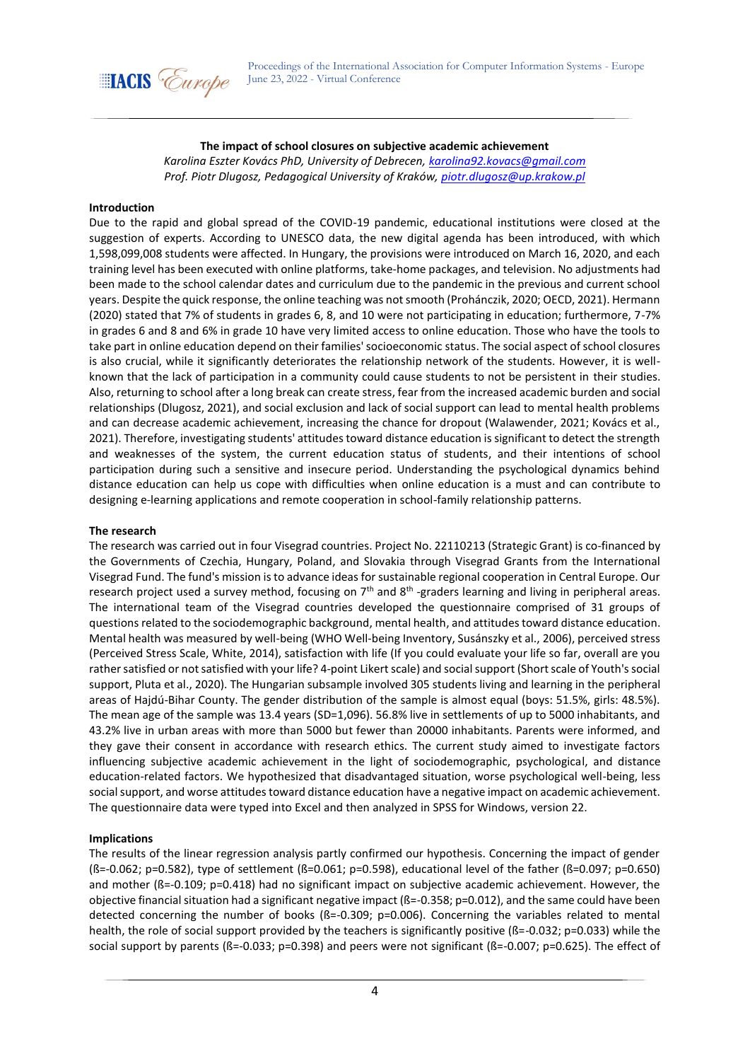**The impact of school closures on subjective academic achievement**

*Karolina Eszter Kovács PhD, University of Debrecen, karolina92.kovacs@gmail.com*
*Prof. Piotr Dlugosz, Pedagogical University of Kraków, piotr.dlugosz@up.krakow.pl*

**Introduction**

Due to the rapid and global spread of the COVID-19 pandemic, educational institutions were closed at the suggestion of experts. According to UNESCO data, the new digital agenda has been introduced, with which 1,598,099,008 students were affected. In Hungary, the provisions were introduced on March 16, 2020, and each training level has been executed with online platforms, take-home packages, and television. No adjustments had been made to the school calendar dates and curriculum due to the pandemic in the previous and current school years. Despite the quick response, the online teaching was not smooth (Prohánczik, 2020; OECD, 2021). Hermann (2020) stated that 7% of students in grades 6, 8, and 10 were not participating in education; furthermore, 7-7% in grades 6 and 8 and 6% in grade 10 have very limited access to online education. Those who have the tools to take part in online education depend on their families' socioeconomic status. The social aspect of school closures is also crucial, while it significantly deteriorates the relationship network of the students. However, it is well-known that the lack of participation in a community could cause students to not be persistent in their studies. Also, returning to school after a long break can create stress, fear from the increased academic burden and social relationships (Dlugosz, 2021), and social exclusion and lack of social support can lead to mental health problems and can decrease academic achievement, increasing the chance for dropout (Walawender, 2021; Kovács et al., 2021). Therefore, investigating students' attitudes toward distance education is significant to detect the strength and weaknesses of the system, the current education status of students, and their intentions of school participation during such a sensitive and insecure period. Understanding the psychological dynamics behind distance education can help us cope with difficulties when online education is a must and can contribute to designing e-learning applications and remote cooperation in school-family relationship patterns.

**The research**

The research was carried out in four Visegrad countries. Project No. 22110213 (Strategic Grant) is co-financed by the Governments of Czechia, Hungary, Poland, and Slovakia through Visegrad Grants from the International Visegrad Fund. The fund's mission is to advance ideas for sustainable regional cooperation in Central Europe. Our research project used a survey method, focusing on 7th and 8th -graders learning and living in peripheral areas. The international team of the Visegrad countries developed the questionnaire comprised of 31 groups of questions related to the sociodemographic background, mental health, and attitudes toward distance education. Mental health was measured by well-being (WHO Well-being Inventory, Susánszky et al., 2006), perceived stress (Perceived Stress Scale, White, 2014), satisfaction with life (If you could evaluate your life so far, overall are you rather satisfied or not satisfied with your life? 4-point Likert scale) and social support (Short scale of Youth's social support, Pluta et al., 2020). The Hungarian subsample involved 305 students living and learning in the peripheral areas of Hajdú-Bihar County. The gender distribution of the sample is almost equal (boys: 51.5%, girls: 48.5%). The mean age of the sample was 13.4 years (SD=1,096). 56.8% live in settlements of up to 5000 inhabitants, and 43.2% live in urban areas with more than 5000 but fewer than 20000 inhabitants. Parents were informed, and they gave their consent in accordance with research ethics. The current study aimed to investigate factors influencing subjective academic achievement in the light of sociodemographic, psychological, and distance education-related factors. We hypothesized that disadvantaged situation, worse psychological well-being, less social support, and worse attitudes toward distance education have a negative impact on academic achievement. The questionnaire data were typed into Excel and then analyzed in SPSS for Windows, version 22.

**Implications**

The results of the linear regression analysis partly confirmed our hypothesis. Concerning the impact of gender (ß=-0.062; p=0.582), type of settlement (ß=0.061; p=0.598), educational level of the father (ß=0.097; p=0.650) and mother (ß=-0.109; p=0.418) had no significant impact on subjective academic achievement. However, the objective financial situation had a significant negative impact (ß=-0.358; p=0.012), and the same could have been detected concerning the number of books (ß=-0.309; p=0.006). Concerning the variables related to mental health, the role of social support provided by the teachers is significantly positive (ß=-0.032; p=0.033) while the social support by parents (ß=-0.033; p=0.398) and peers were not significant (ß=-0.007; p=0.625). The effect of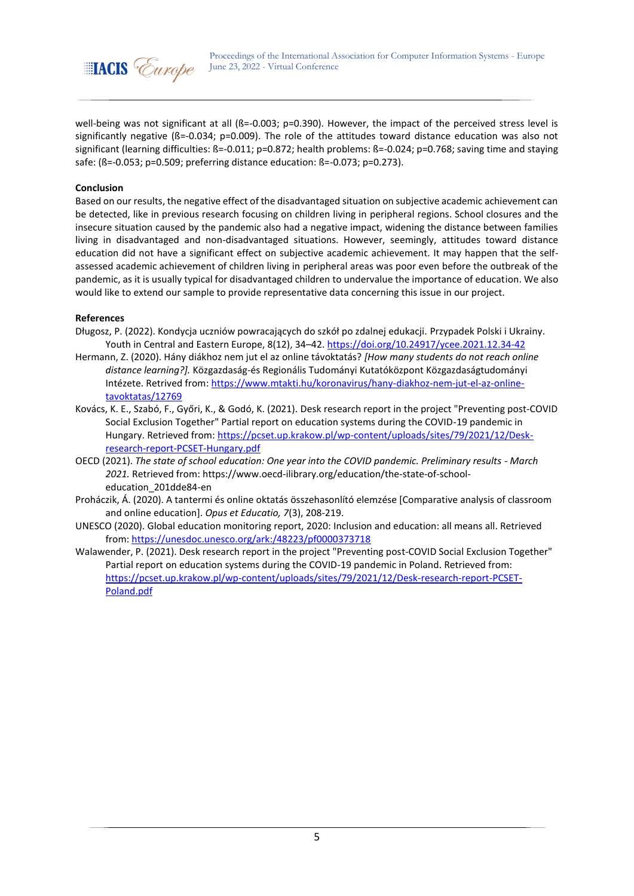well-being was not significant at all ($ß=-0.003$; $p=0.390$). However, the impact of the perceived stress level is significantly negative ($ß=-0.034$; $p=0.009$). The role of the attitudes toward distance education was also not significant (learning difficulties: $ß=-0.011$; $p=0.872$; health problems: $ß=-0.024$; $p=0.768$; saving time and staying safe: ($ß=-0.053$; $p=0.509$; preferring distance education: $ß=-0.073$; $p=0.273$).

**Conclusion**

Based on our results, the negative effect of the disadvantaged situation on subjective academic achievement can be detected, like in previous research focusing on children living in peripheral regions. School closures and the insecure situation caused by the pandemic also had a negative impact, widening the distance between families living in disadvantaged and non-disadvantaged situations. However, seemingly, attitudes toward distance education did not have a significant effect on subjective academic achievement. It may happen that the self-assessed academic achievement of children living in peripheral areas was poor even before the outbreak of the pandemic, as it is usually typical for disadvantaged children to undervalue the importance of education. We also would like to extend our sample to provide representative data concerning this issue in our project.

**References**

Długosz, P. (2022). Kondycja uczniów powracających do szkół po zdalnej edukacji. Przypadek Polski i Ukrainy. Youth in Central and Eastern Europe, 8(12), 34–42. https://doi.org/10.24917/ycee.2021.12.34-42

Hermann, Z. (2020). Hány diákhoz nem jut el az online távoktatás? *[How many students do not reach online distance learning?].* Közgazdaság-és Regionális Tudományi Kutatóközpont Közgazdaságtudományi Intézete. Retrived from: https://www.mtakti.hu/koronavirus/hany-diakhoz-nem-jut-el-az-online-tavoktatas/12769

Kovács, K. E., Szabó, F., Győri, K., & Godó, K. (2021). Desk research report in the project "Preventing post-COVID Social Exclusion Together" Partial report on education systems during the COVID-19 pandemic in Hungary. Retrieved from: https://pcset.up.krakow.pl/wp-content/uploads/sites/79/2021/12/Desk-research-report-PCSET-Hungary.pdf

OECD (2021). *The state of school education: One year into the COVID pandemic. Preliminary results - March 2021.* Retrieved from: https://www.oecd-ilibrary.org/education/the-state-of-school-education_201dde84-en

Proháczik, Á. (2020). A tantermi és online oktatás összehasonlító elemzése [Comparative analysis of classroom and online education]. *Opus et Educatio, 7*(3), 208-219.

UNESCO (2020). Global education monitoring report, 2020: Inclusion and education: all means all. Retrieved from: https://unesdoc.unesco.org/ark:/48223/pf0000373718

Walawender, P. (2021). Desk research report in the project "Preventing post-COVID Social Exclusion Together" Partial report on education systems during the COVID-19 pandemic in Poland. Retrieved from: https://pcset.up.krakow.pl/wp-content/uploads/sites/79/2021/12/Desk-research-report-PCSET-Poland.pdf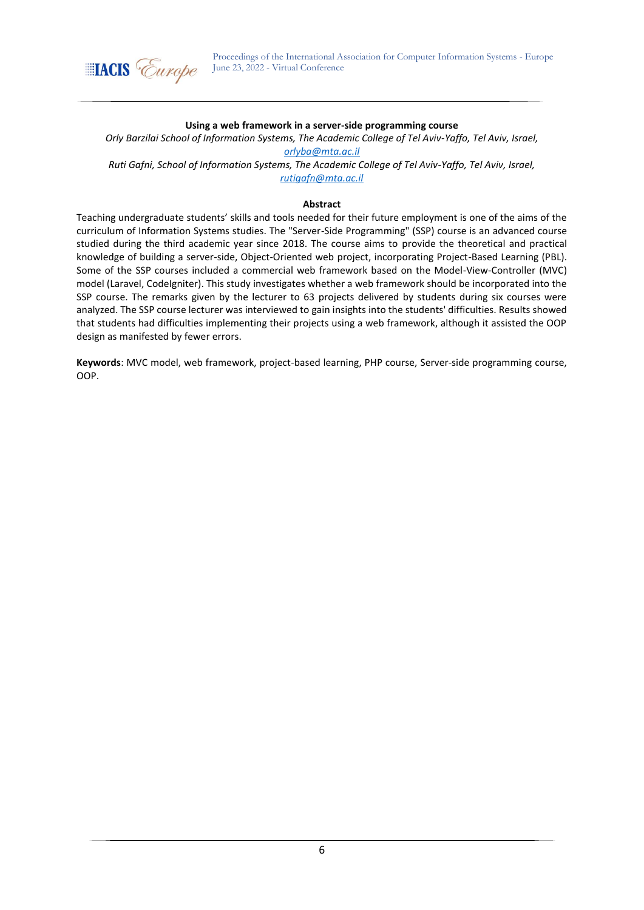## Using a web framework in a server-side programming course

*Orly Barzilai School of Information Systems, The Academic College of Tel Aviv-Yaffo, Tel Aviv, Israel,* *orlyba@mta.ac.il*

*Ruti Gafni, School of Information Systems, The Academic College of Tel Aviv-Yaffo, Tel Aviv, Israel,* *rutigafn@mta.ac.il*

### Abstract

Teaching undergraduate students' skills and tools needed for their future employment is one of the aims of the curriculum of Information Systems studies. The "Server-Side Programming" (SSP) course is an advanced course studied during the third academic year since 2018. The course aims to provide the theoretical and practical knowledge of building a server-side, Object-Oriented web project, incorporating Project-Based Learning (PBL). Some of the SSP courses included a commercial web framework based on the Model-View-Controller (MVC) model (Laravel, CodeIgniter). This study investigates whether a web framework should be incorporated into the SSP course. The remarks given by the lecturer to 63 projects delivered by students during six courses were analyzed. The SSP course lecturer was interviewed to gain insights into the students' difficulties. Results showed that students had difficulties implementing their projects using a web framework, although it assisted the OOP design as manifested by fewer errors.

**Keywords**: MVC model, web framework, project-based learning, PHP course, Server-side programming course, OOP.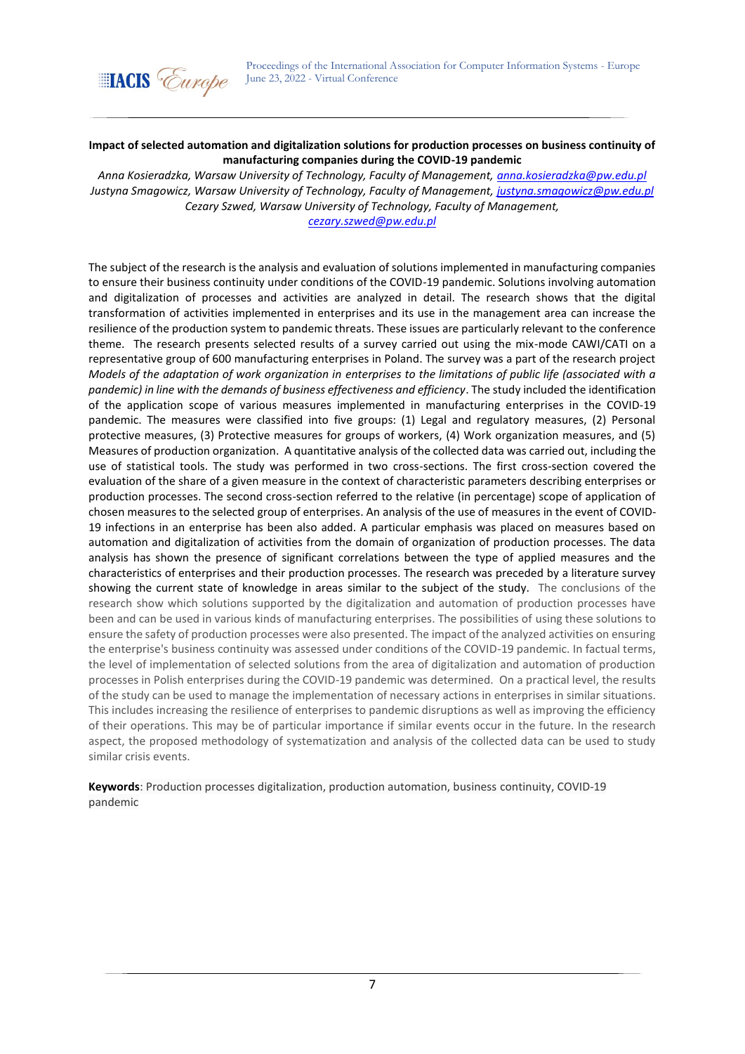**Impact of selected automation and digitalization solutions for production processes on business continuity of manufacturing companies during the COVID-19 pandemic**

*Anna Kosieradzka, Warsaw University of Technology, Faculty of Management, anna.kosieradzka@pw.edu.pl*
*Justyna Smagowicz, Warsaw University of Technology, Faculty of Management, justyna.smagowicz@pw.edu.pl*
*Cezary Szwed, Warsaw University of Technology, Faculty of Management, cezary.szwed@pw.edu.pl*

The subject of the research is the analysis and evaluation of solutions implemented in manufacturing companies to ensure their business continuity under conditions of the COVID-19 pandemic. Solutions involving automation and digitalization of processes and activities are analyzed in detail. The research shows that the digital transformation of activities implemented in enterprises and its use in the management area can increase the resilience of the production system to pandemic threats. These issues are particularly relevant to the conference theme. The research presents selected results of a survey carried out using the mix-mode CAWI/CATI on a representative group of 600 manufacturing enterprises in Poland. The survey was a part of the research project *Models of the adaptation of work organization in enterprises to the limitations of public life (associated with a pandemic) in line with the demands of business effectiveness and efficiency*. The study included the identification of the application scope of various measures implemented in manufacturing enterprises in the COVID-19 pandemic. The measures were classified into five groups: (1) Legal and regulatory measures, (2) Personal protective measures, (3) Protective measures for groups of workers, (4) Work organization measures, and (5) Measures of production organization. A quantitative analysis of the collected data was carried out, including the use of statistical tools. The study was performed in two cross-sections. The first cross-section covered the evaluation of the share of a given measure in the context of characteristic parameters describing enterprises or production processes. The second cross-section referred to the relative (in percentage) scope of application of chosen measures to the selected group of enterprises. An analysis of the use of measures in the event of COVID-19 infections in an enterprise has been also added. A particular emphasis was placed on measures based on automation and digitalization of activities from the domain of organization of production processes. The data analysis has shown the presence of significant correlations between the type of applied measures and the characteristics of enterprises and their production processes. The research was preceded by a literature survey showing the current state of knowledge in areas similar to the subject of the study. The conclusions of the research show which solutions supported by the digitalization and automation of production processes have been and can be used in various kinds of manufacturing enterprises. The possibilities of using these solutions to ensure the safety of production processes were also presented. The impact of the analyzed activities on ensuring the enterprise's business continuity was assessed under conditions of the COVID-19 pandemic. In factual terms, the level of implementation of selected solutions from the area of digitalization and automation of production processes in Polish enterprises during the COVID-19 pandemic was determined. On a practical level, the results of the study can be used to manage the implementation of necessary actions in enterprises in similar situations. This includes increasing the resilience of enterprises to pandemic disruptions as well as improving the efficiency of their operations. This may be of particular importance if similar events occur in the future. In the research aspect, the proposed methodology of systematization and analysis of the collected data can be used to study similar crisis events.

**Keywords**: Production processes digitalization, production automation, business continuity, COVID-19 pandemic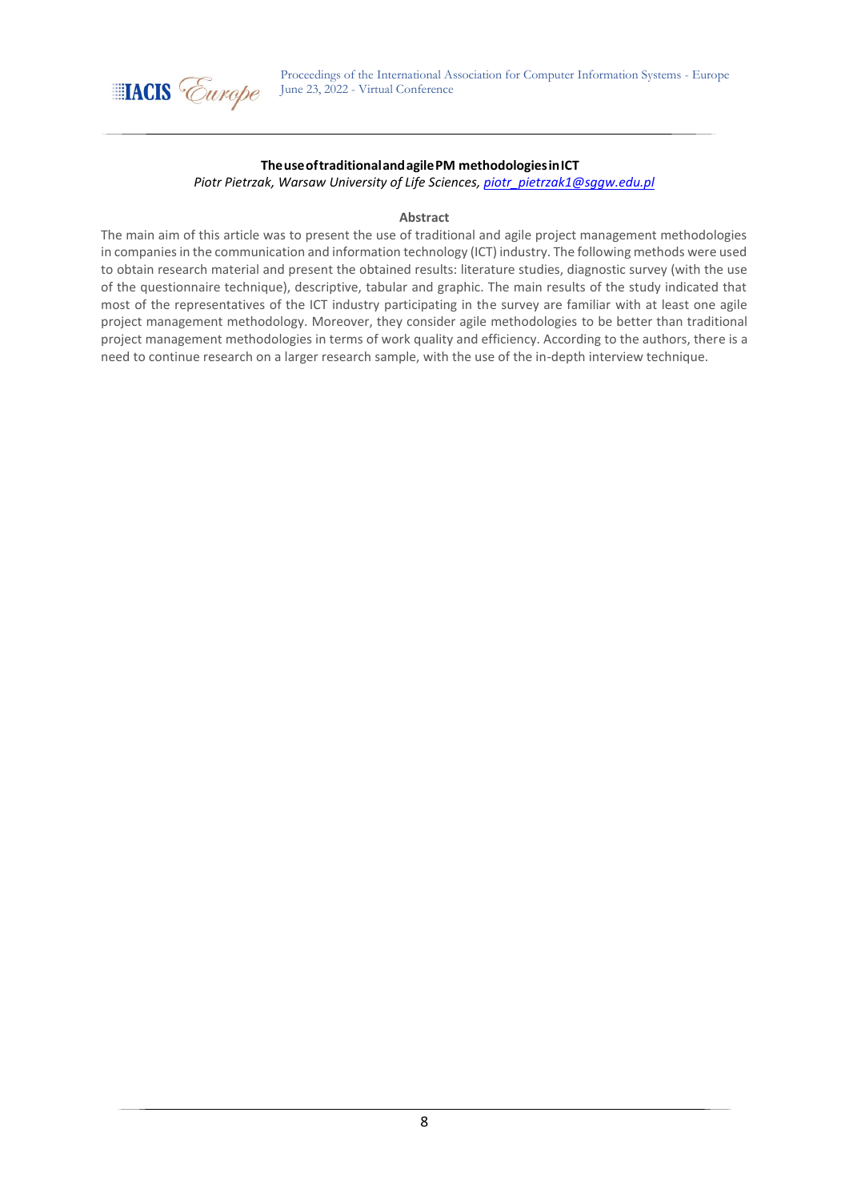# The use of traditional and agile PM methodologies in ICT

*Piotr Pietrzak, Warsaw University of Life Sciences, piotr_pietrzak1@sggw.edu.pl*

## Abstract

The main aim of this article was to present the use of traditional and agile project management methodologies in companies in the communication and information technology (ICT) industry. The following methods were used to obtain research material and present the obtained results: literature studies, diagnostic survey (with the use of the questionnaire technique), descriptive, tabular and graphic. The main results of the study indicated that most of the representatives of the ICT industry participating in the survey are familiar with at least one agile project management methodology. Moreover, they consider agile methodologies to be better than traditional project management methodologies in terms of work quality and efficiency. According to the authors, there is a need to continue research on a larger research sample, with the use of the in-depth interview technique.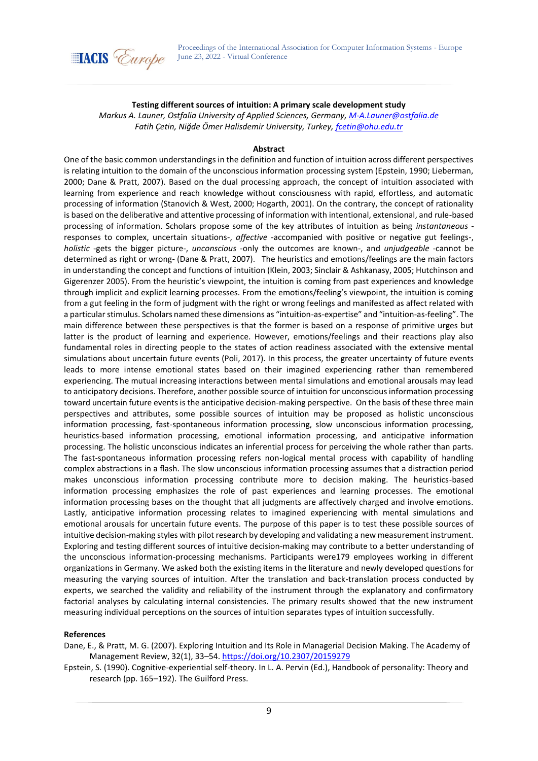**Testing different sources of intuition: A primary scale development study**

*Markus A. Launer, Ostfalia University of Applied Sciences, Germany, [M-A.Launer@ostfalia.de](mailto:M-A.Launer@ostfalia.de)*
*Fatih Çetin, Niğde Ömer Halisdemir University, Turkey, [fcetin@ohu.edu.tr](mailto:fcetin@ohu.edu.tr)*

**Abstract**

One of the basic common understandings in the definition and function of intuition across different perspectives is relating intuition to the domain of the unconscious information processing system (Epstein, 1990; Lieberman, 2000; Dane & Pratt, 2007). Based on the dual processing approach, the concept of intuition associated with learning from experience and reach knowledge without consciousness with rapid, effortless, and automatic processing of information (Stanovich & West, 2000; Hogarth, 2001). On the contrary, the concept of rationality is based on the deliberative and attentive processing of information with intentional, extensional, and rule-based processing of information. Scholars propose some of the key attributes of intuition as being *instantaneous* -responses to complex, uncertain situations-, *affective* -accompanied with positive or negative gut feelings-, *holistic* -gets the bigger picture-, *unconscious* -only the outcomes are known-, and *unjudgeable* -cannot be determined as right or wrong- (Dane & Pratt, 2007). The heuristics and emotions/feelings are the main factors in understanding the concept and functions of intuition (Klein, 2003; Sinclair & Ashkanasy, 2005; Hutchinson and Gigerenzer 2005). From the heuristic's viewpoint, the intuition is coming from past experiences and knowledge through implicit and explicit learning processes. From the emotions/feeling's viewpoint, the intuition is coming from a gut feeling in the form of judgment with the right or wrong feelings and manifested as affect related with a particular stimulus. Scholars named these dimensions as "intuition-as-expertise" and "intuition-as-feeling". The main difference between these perspectives is that the former is based on a response of primitive urges but latter is the product of learning and experience. However, emotions/feelings and their reactions play also fundamental roles in directing people to the states of action readiness associated with the extensive mental simulations about uncertain future events (Poli, 2017). In this process, the greater uncertainty of future events leads to more intense emotional states based on their imagined experiencing rather than remembered experiencing. The mutual increasing interactions between mental simulations and emotional arousals may lead to anticipatory decisions. Therefore, another possible source of intuition for unconscious information processing toward uncertain future events is the anticipative decision-making perspective. On the basis of these three main perspectives and attributes, some possible sources of intuition may be proposed as holistic unconscious information processing, fast-spontaneous information processing, slow unconscious information processing, heuristics-based information processing, emotional information processing, and anticipative information processing. The holistic unconscious indicates an inferential process for perceiving the whole rather than parts. The fast-spontaneous information processing refers non-logical mental process with capability of handling complex abstractions in a flash. The slow unconscious information processing assumes that a distraction period makes unconscious information processing contribute more to decision making. The heuristics-based information processing emphasizes the role of past experiences and learning processes. The emotional information processing bases on the thought that all judgments are affectively charged and involve emotions. Lastly, anticipative information processing relates to imagined experiencing with mental simulations and emotional arousals for uncertain future events. The purpose of this paper is to test these possible sources of intuitive decision-making styles with pilot research by developing and validating a new measurement instrument. Exploring and testing different sources of intuitive decision-making may contribute to a better understanding of the unconscious information-processing mechanisms. Participants were179 employees working in different organizations in Germany. We asked both the existing items in the literature and newly developed questions for measuring the varying sources of intuition. After the translation and back-translation process conducted by experts, we searched the validity and reliability of the instrument through the explanatory and confirmatory factorial analyses by calculating internal consistencies. The primary results showed that the new instrument measuring individual perceptions on the sources of intuition separates types of intuition successfully.

**References**

Dane, E., & Pratt, M. G. (2007). Exploring Intuition and Its Role in Managerial Decision Making. The Academy of Management Review, 32(1), 33–54. https://doi.org/10.2307/20159279

Epstein, S. (1990). Cognitive-experiential self-theory. In L. A. Pervin (Ed.), Handbook of personality: Theory and research (pp. 165–192). The Guilford Press.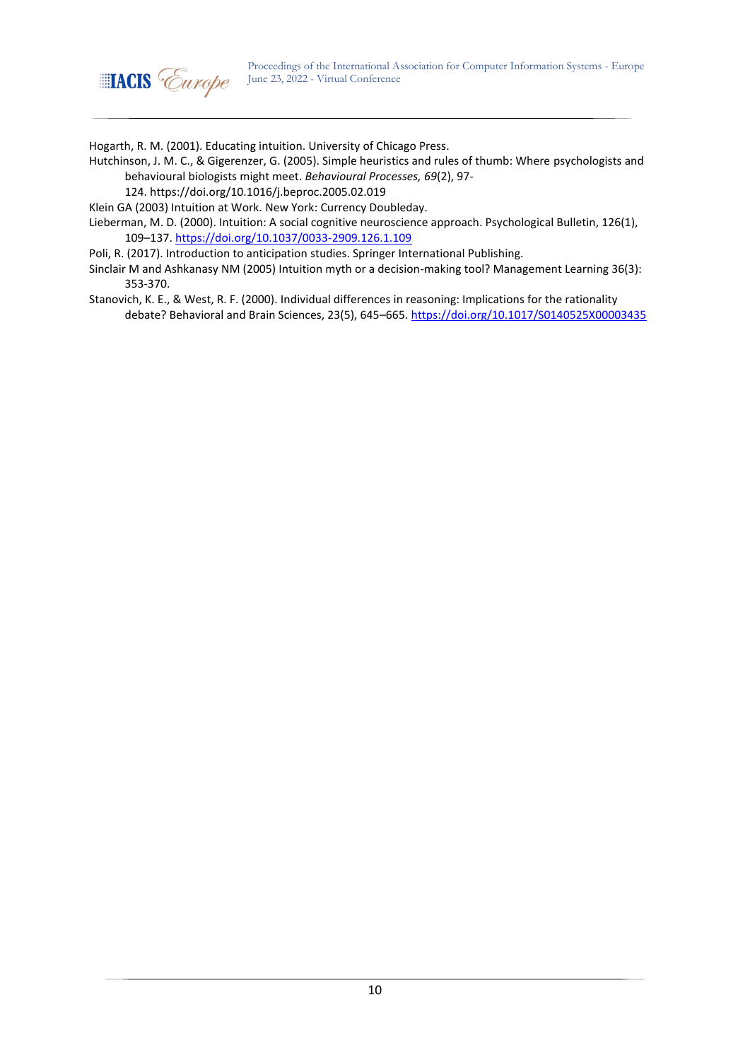Hogarth, R. M. (2001). Educating intuition. University of Chicago Press.

Hutchinson, J. M. C., & Gigerenzer, G. (2005). Simple heuristics and rules of thumb: Where psychologists and behavioural biologists might meet. *Behavioural Processes, 69*(2), 97-124. https://doi.org/10.1016/j.beproc.2005.02.019

Klein GA (2003) Intuition at Work. New York: Currency Doubleday.

Lieberman, M. D. (2000). Intuition: A social cognitive neuroscience approach. Psychological Bulletin, 126(1), 109–137. https://doi.org/10.1037/0033-2909.126.1.109

Poli, R. (2017). Introduction to anticipation studies. Springer International Publishing.

Sinclair M and Ashkanasy NM (2005) Intuition myth or a decision-making tool? Management Learning 36(3): 353-370.

Stanovich, K. E., & West, R. F. (2000). Individual differences in reasoning: Implications for the rationality debate? Behavioral and Brain Sciences, 23(5), 645–665. https://doi.org/10.1017/S0140525X00003435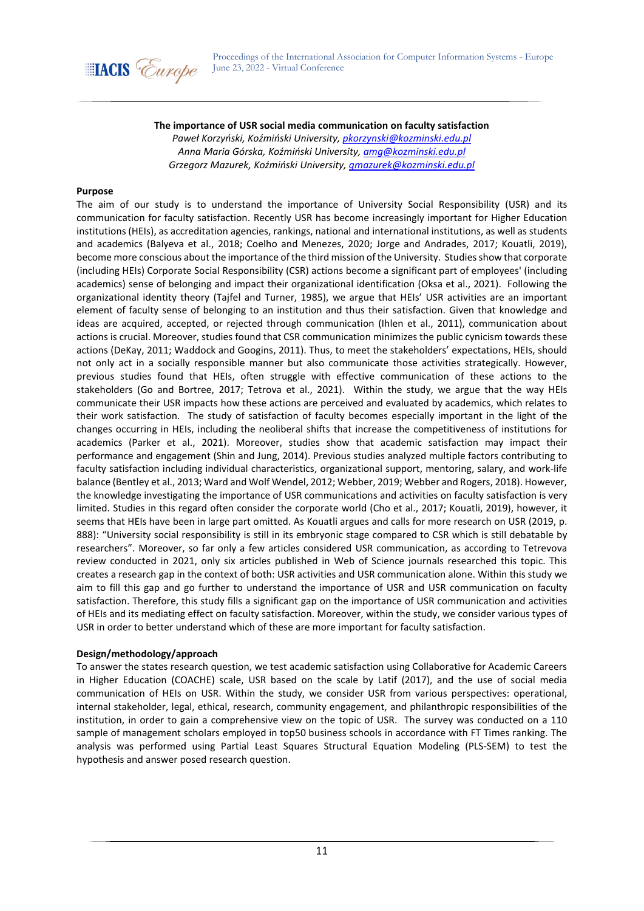**The importance of USR social media communication on faculty satisfaction**

*Paweł Korzyński, Koźmiński University, pkorzynski@kozminski.edu.pl*
*Anna Maria Górska, Koźmiński University, amg@kozminski.edu.pl*
*Grzegorz Mazurek, Koźmiński University, gmazurek@kozminski.edu.pl*

**Purpose**

The aim of our study is to understand the importance of University Social Responsibility (USR) and its communication for faculty satisfaction. Recently USR has become increasingly important for Higher Education institutions (HEIs), as accreditation agencies, rankings, national and international institutions, as well as students and academics (Balyeva et al., 2018; Coelho and Menezes, 2020; Jorge and Andrades, 2017; Kouatli, 2019), become more conscious about the importance of the third mission of the University. Studies show that corporate (including HEIs) Corporate Social Responsibility (CSR) actions become a significant part of employees' (including academics) sense of belonging and impact their organizational identification (Oksa et al., 2021). Following the organizational identity theory (Tajfel and Turner, 1985), we argue that HEIs' USR activities are an important element of faculty sense of belonging to an institution and thus their satisfaction. Given that knowledge and ideas are acquired, accepted, or rejected through communication (Ihlen et al., 2011), communication about actions is crucial. Moreover, studies found that CSR communication minimizes the public cynicism towards these actions (DeKay, 2011; Waddock and Googins, 2011). Thus, to meet the stakeholders' expectations, HEIs, should not only act in a socially responsible manner but also communicate those activities strategically. However, previous studies found that HEIs, often struggle with effective communication of these actions to the stakeholders (Go and Bortree, 2017; Tetrova et al., 2021). Within the study, we argue that the way HEIs communicate their USR impacts how these actions are perceived and evaluated by academics, which relates to their work satisfaction. The study of satisfaction of faculty becomes especially important in the light of the changes occurring in HEIs, including the neoliberal shifts that increase the competitiveness of institutions for academics (Parker et al., 2021). Moreover, studies show that academic satisfaction may impact their performance and engagement (Shin and Jung, 2014). Previous studies analyzed multiple factors contributing to faculty satisfaction including individual characteristics, organizational support, mentoring, salary, and work-life balance (Bentley et al., 2013; Ward and Wolf Wendel, 2012; Webber, 2019; Webber and Rogers, 2018). However, the knowledge investigating the importance of USR communications and activities on faculty satisfaction is very limited. Studies in this regard often consider the corporate world (Cho et al., 2017; Kouatli, 2019), however, it seems that HEIs have been in large part omitted. As Kouatli argues and calls for more research on USR (2019, p. 888): "University social responsibility is still in its embryonic stage compared to CSR which is still debatable by researchers". Moreover, so far only a few articles considered USR communication, as according to Tetrevova review conducted in 2021, only six articles published in Web of Science journals researched this topic. This creates a research gap in the context of both: USR activities and USR communication alone. Within this study we aim to fill this gap and go further to understand the importance of USR and USR communication on faculty satisfaction. Therefore, this study fills a significant gap on the importance of USR communication and activities of HEIs and its mediating effect on faculty satisfaction. Moreover, within the study, we consider various types of USR in order to better understand which of these are more important for faculty satisfaction.

**Design/methodology/approach**

To answer the states research question, we test academic satisfaction using Collaborative for Academic Careers in Higher Education (COACHE) scale, USR based on the scale by Latif (2017), and the use of social media communication of HEIs on USR. Within the study, we consider USR from various perspectives: operational, internal stakeholder, legal, ethical, research, community engagement, and philanthropic responsibilities of the institution, in order to gain a comprehensive view on the topic of USR. The survey was conducted on a 110 sample of management scholars employed in top50 business schools in accordance with FT Times ranking. The analysis was performed using Partial Least Squares Structural Equation Modeling (PLS-SEM) to test the hypothesis and answer posed research question.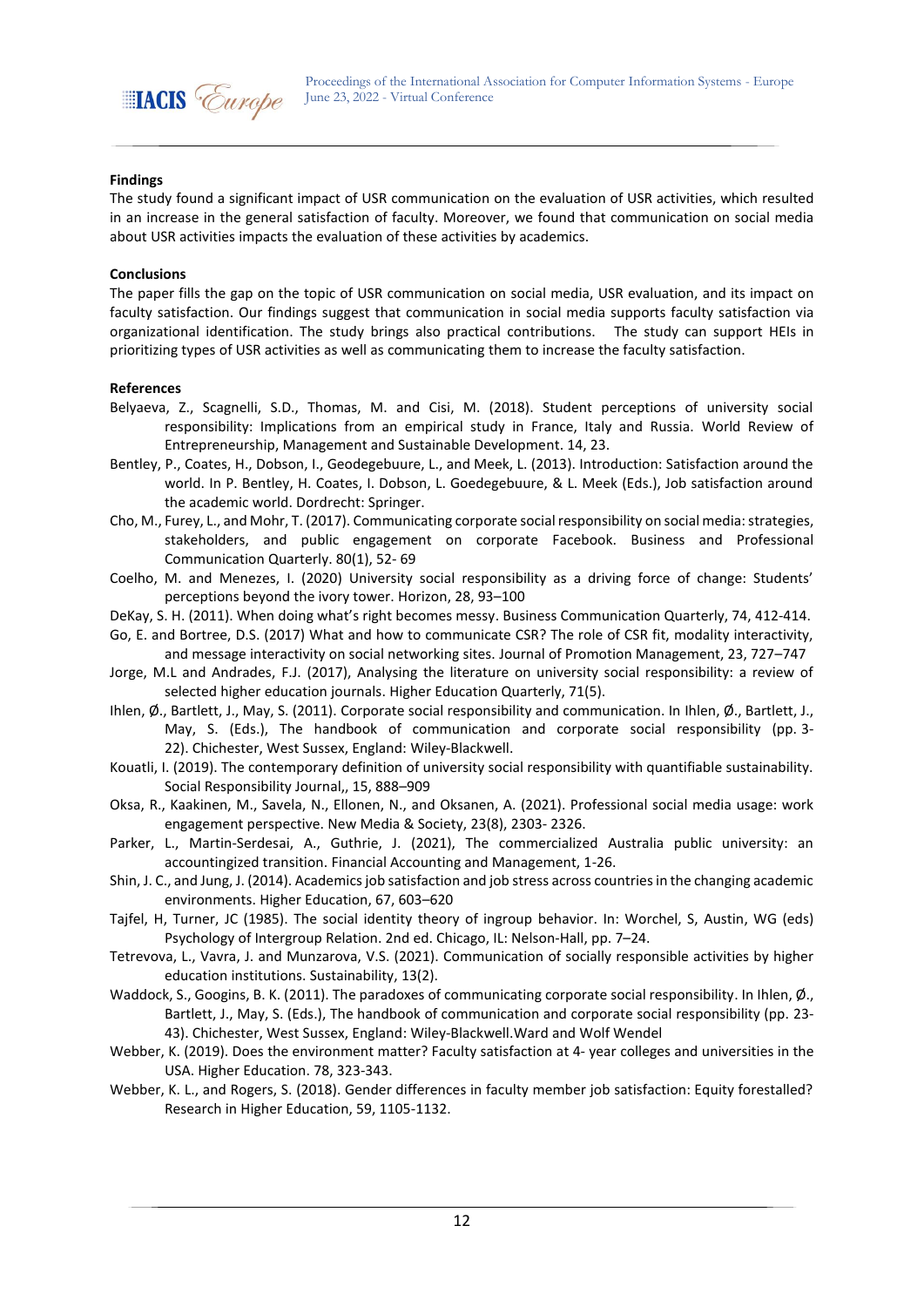**Findings**

The study found a significant impact of USR communication on the evaluation of USR activities, which resulted in an increase in the general satisfaction of faculty. Moreover, we found that communication on social media about USR activities impacts the evaluation of these activities by academics.

**Conclusions**

The paper fills the gap on the topic of USR communication on social media, USR evaluation, and its impact on faculty satisfaction. Our findings suggest that communication in social media supports faculty satisfaction via organizational identification. The study brings also practical contributions. The study can support HEIs in prioritizing types of USR activities as well as communicating them to increase the faculty satisfaction.

**References**

Belyaeva, Z., Scagnelli, S.D., Thomas, M. and Cisi, M. (2018). Student perceptions of university social responsibility: Implications from an empirical study in France, Italy and Russia. World Review of Entrepreneurship, Management and Sustainable Development. 14, 23.

Bentley, P., Coates, H., Dobson, I., Geodegebuure, L., and Meek, L. (2013). Introduction: Satisfaction around the world. In P. Bentley, H. Coates, I. Dobson, L. Goedegebuure, & L. Meek (Eds.), Job satisfaction around the academic world. Dordrecht: Springer.

Cho, M., Furey, L., and Mohr, T. (2017). Communicating corporate social responsibility on social media: strategies, stakeholders, and public engagement on corporate Facebook. Business and Professional Communication Quarterly. 80(1), 52- 69

Coelho, M. and Menezes, I. (2020) University social responsibility as a driving force of change: Students' perceptions beyond the ivory tower. Horizon, 28, 93–100

DeKay, S. H. (2011). When doing what's right becomes messy. Business Communication Quarterly, 74, 412-414.

Go, E. and Bortree, D.S. (2017) What and how to communicate CSR? The role of CSR fit, modality interactivity, and message interactivity on social networking sites. Journal of Promotion Management, 23, 727–747

Jorge, M.L and Andrades, F.J. (2017), Analysing the literature on university social responsibility: a review of selected higher education journals. Higher Education Quarterly, 71(5).

Ihlen, Ø., Bartlett, J., May, S. (2011). Corporate social responsibility and communication. In Ihlen, Ø., Bartlett, J., May, S. (Eds.), The handbook of communication and corporate social responsibility (pp. 3-22). Chichester, West Sussex, England: Wiley-Blackwell.

Kouatli, I. (2019). The contemporary definition of university social responsibility with quantifiable sustainability. Social Responsibility Journal,, 15, 888–909

Oksa, R., Kaakinen, M., Savela, N., Ellonen, N., and Oksanen, A. (2021). Professional social media usage: work engagement perspective. New Media & Society, 23(8), 2303- 2326.

Parker, L., Martin-Serdesai, A., Guthrie, J. (2021), The commercialized Australia public university: an accountingized transition. Financial Accounting and Management, 1-26.

Shin, J. C., and Jung, J. (2014). Academics job satisfaction and job stress across countries in the changing academic environments. Higher Education, 67, 603–620

Tajfel, H, Turner, JC (1985). The social identity theory of ingroup behavior. In: Worchel, S, Austin, WG (eds) Psychology of Intergroup Relation. 2nd ed. Chicago, IL: Nelson-Hall, pp. 7–24.

Tetrevova, L., Vavra, J. and Munzarova, V.S. (2021). Communication of socially responsible activities by higher education institutions. Sustainability, 13(2).

Waddock, S., Googins, B. K. (2011). The paradoxes of communicating corporate social responsibility. In Ihlen, Ø., Bartlett, J., May, S. (Eds.), The handbook of communication and corporate social responsibility (pp. 23-43). Chichester, West Sussex, England: Wiley-Blackwell.Ward and Wolf Wendel

Webber, K. (2019). Does the environment matter? Faculty satisfaction at 4- year colleges and universities in the USA. Higher Education. 78, 323-343.

Webber, K. L., and Rogers, S. (2018). Gender differences in faculty member job satisfaction: Equity forestalled? Research in Higher Education, 59, 1105-1132.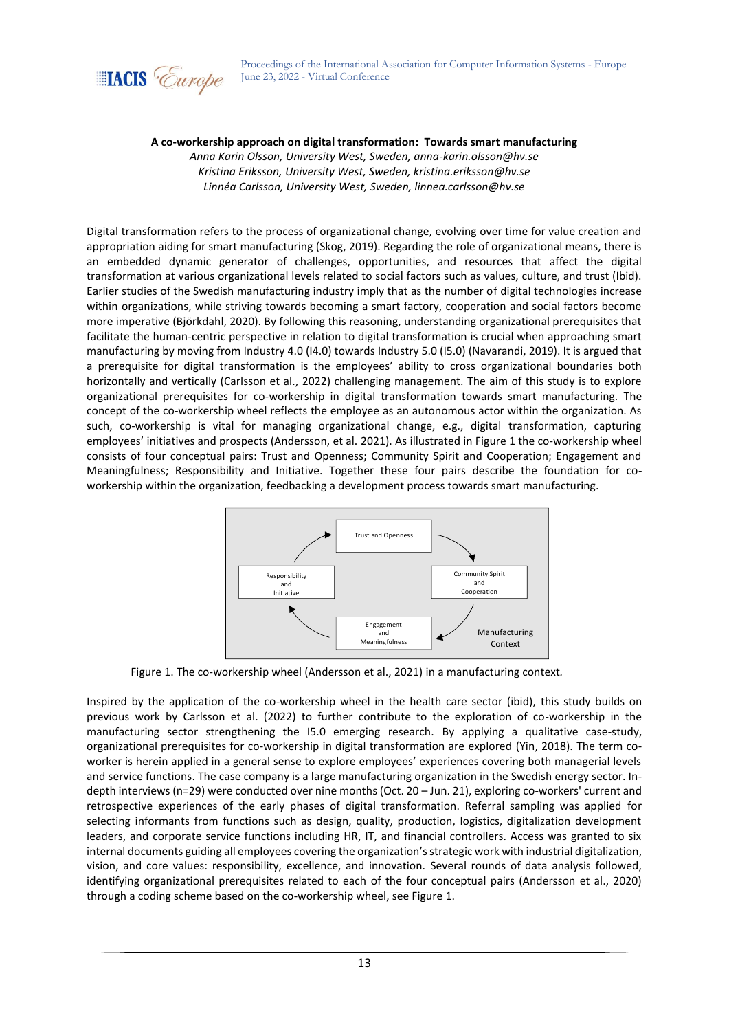**A co-workership approach on digital transformation: Towards smart manufacturing**

*Anna Karin Olsson, University West, Sweden, anna-karin.olsson@hv.se*
*Kristina Eriksson, University West, Sweden, kristina.eriksson@hv.se*
*Linnéa Carlsson, University West, Sweden, linnea.carlsson@hv.se*

Digital transformation refers to the process of organizational change, evolving over time for value creation and appropriation aiding for smart manufacturing (Skog, 2019). Regarding the role of organizational means, there is an embedded dynamic generator of challenges, opportunities, and resources that affect the digital transformation at various organizational levels related to social factors such as values, culture, and trust (Ibid). Earlier studies of the Swedish manufacturing industry imply that as the number of digital technologies increase within organizations, while striving towards becoming a smart factory, cooperation and social factors become more imperative (Björkdahl, 2020). By following this reasoning, understanding organizational prerequisites that facilitate the human-centric perspective in relation to digital transformation is crucial when approaching smart manufacturing by moving from Industry 4.0 (I4.0) towards Industry 5.0 (I5.0) (Navarandi, 2019). It is argued that a prerequisite for digital transformation is the employees' ability to cross organizational boundaries both horizontally and vertically (Carlsson et al., 2022) challenging management. The aim of this study is to explore organizational prerequisites for co-workership in digital transformation towards smart manufacturing. The concept of the co-workership wheel reflects the employee as an autonomous actor within the organization. As such, co-workership is vital for managing organizational change, e.g., digital transformation, capturing employees' initiatives and prospects (Andersson, et al. 2021). As illustrated in Figure 1 the co-workership wheel consists of four conceptual pairs: Trust and Openness; Community Spirit and Cooperation; Engagement and Meaningfulness; Responsibility and Initiative. Together these four pairs describe the foundation for co-workership within the organization, feedbacking a development process towards smart manufacturing.

Trust and Openness → Community Spirit and Cooperation → Engagement and Meaningfulness → Responsibility and Initiative → (back to Trust and Openness)

Manufacturing Context

Figure 1. The co-workership wheel (Andersson et al., 2021) in a manufacturing context.

Inspired by the application of the co-workership wheel in the health care sector (ibid), this study builds on previous work by Carlsson et al. (2022) to further contribute to the exploration of co-workership in the manufacturing sector strengthening the I5.0 emerging research. By applying a qualitative case-study, organizational prerequisites for co-workership in digital transformation are explored (Yin, 2018). The term co-worker is herein applied in a general sense to explore employees' experiences covering both managerial levels and service functions. The case company is a large manufacturing organization in the Swedish energy sector. In-depth interviews (n=29) were conducted over nine months (Oct. 20 – Jun. 21), exploring co-workers' current and retrospective experiences of the early phases of digital transformation. Referral sampling was applied for selecting informants from functions such as design, quality, production, logistics, digitalization development leaders, and corporate service functions including HR, IT, and financial controllers. Access was granted to six internal documents guiding all employees covering the organization's strategic work with industrial digitalization, vision, and core values: responsibility, excellence, and innovation. Several rounds of data analysis followed, identifying organizational prerequisites related to each of the four conceptual pairs (Andersson et al., 2020) through a coding scheme based on the co-workership wheel, see Figure 1.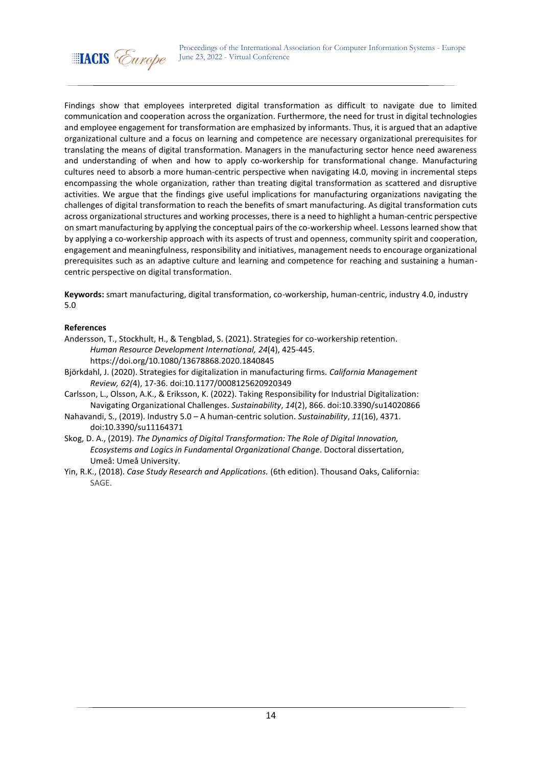Findings show that employees interpreted digital transformation as difficult to navigate due to limited communication and cooperation across the organization. Furthermore, the need for trust in digital technologies and employee engagement for transformation are emphasized by informants. Thus, it is argued that an adaptive organizational culture and a focus on learning and competence are necessary organizational prerequisites for translating the means of digital transformation. Managers in the manufacturing sector hence need awareness and understanding of when and how to apply co-workership for transformational change. Manufacturing cultures need to absorb a more human-centric perspective when navigating I4.0, moving in incremental steps encompassing the whole organization, rather than treating digital transformation as scattered and disruptive activities. We argue that the findings give useful implications for manufacturing organizations navigating the challenges of digital transformation to reach the benefits of smart manufacturing. As digital transformation cuts across organizational structures and working processes, there is a need to highlight a human-centric perspective on smart manufacturing by applying the conceptual pairs of the co-workership wheel. Lessons learned show that by applying a co-workership approach with its aspects of trust and openness, community spirit and cooperation, engagement and meaningfulness, responsibility and initiatives, management needs to encourage organizational prerequisites such as an adaptive culture and learning and competence for reaching and sustaining a human-centric perspective on digital transformation.

**Keywords:** smart manufacturing, digital transformation, co-workership, human-centric, industry 4.0, industry 5.0

**References**

Andersson, T., Stockhult, H., & Tengblad, S. (2021). Strategies for co-workership retention. *Human Resource Development International, 24*(4), 425-445. https://doi.org/10.1080/13678868.2020.1840845

Björkdahl, J. (2020). Strategies for digitalization in manufacturing firms. *California Management Review, 62(*4), 17-36. doi:10.1177/0008125620920349

Carlsson, L., Olsson, A.K., & Eriksson, K. (2022). Taking Responsibility for Industrial Digitalization: Navigating Organizational Challenges. *Sustainability*, *14*(2), 866. doi:10.3390/su14020866

Nahavandi, S., (2019). Industry 5.0 – A human-centric solution. *Sustainability*, *11*(16), 4371. doi:10.3390/su11164371

Skog, D. A., (2019). *The Dynamics of Digital Transformation: The Role of Digital Innovation, Ecosystems and Logics in Fundamental Organizational Change*. Doctoral dissertation, Umeå: Umeå University.

Yin, R.K., (2018). *Case Study Research and Applications.* (6th edition). Thousand Oaks, California: SAGE.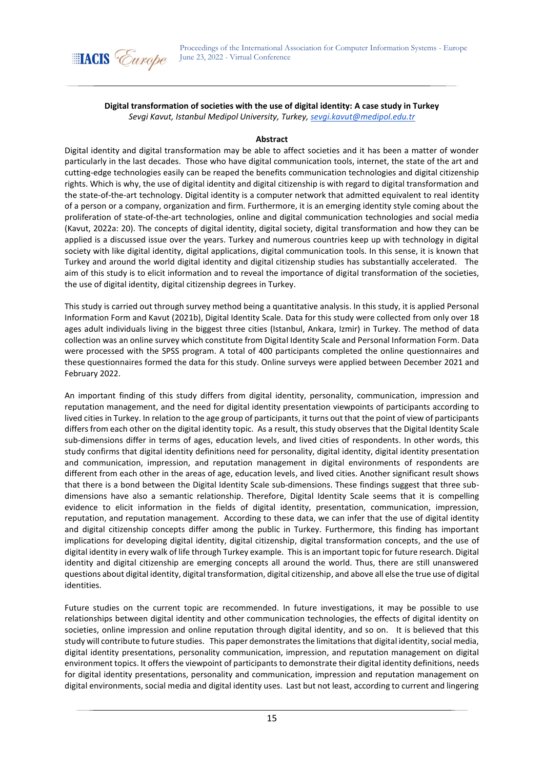**Digital transformation of societies with the use of digital identity: A case study in Turkey**

*Sevgi Kavut, Istanbul Medipol University, Turkey, sevgi.kavut@medipol.edu.tr*

**Abstract**

Digital identity and digital transformation may be able to affect societies and it has been a matter of wonder particularly in the last decades. Those who have digital communication tools, internet, the state of the art and cutting-edge technologies easily can be reaped the benefits communication technologies and digital citizenship rights. Which is why, the use of digital identity and digital citizenship is with regard to digital transformation and the state-of-the-art technology. Digital identity is a computer network that admitted equivalent to real identity of a person or a company, organization and firm. Furthermore, it is an emerging identity style coming about the proliferation of state-of-the-art technologies, online and digital communication technologies and social media (Kavut, 2022a: 20). The concepts of digital identity, digital society, digital transformation and how they can be applied is a discussed issue over the years. Turkey and numerous countries keep up with technology in digital society with like digital identity, digital applications, digital communication tools. In this sense, it is known that Turkey and around the world digital identity and digital citizenship studies has substantially accelerated. The aim of this study is to elicit information and to reveal the importance of digital transformation of the societies, the use of digital identity, digital citizenship degrees in Turkey.

This study is carried out through survey method being a quantitative analysis. In this study, it is applied Personal Information Form and Kavut (2021b), Digital Identity Scale. Data for this study were collected from only over 18 ages adult individuals living in the biggest three cities (Istanbul, Ankara, Izmir) in Turkey. The method of data collection was an online survey which constitute from Digital Identity Scale and Personal Information Form. Data were processed with the SPSS program. A total of 400 participants completed the online questionnaires and these questionnaires formed the data for this study. Online surveys were applied between December 2021 and February 2022.

An important finding of this study differs from digital identity, personality, communication, impression and reputation management, and the need for digital identity presentation viewpoints of participants according to lived cities in Turkey. In relation to the age group of participants, it turns out that the point of view of participants differs from each other on the digital identity topic. As a result, this study observes that the Digital Identity Scale sub-dimensions differ in terms of ages, education levels, and lived cities of respondents. In other words, this study confirms that digital identity definitions need for personality, digital identity, digital identity presentation and communication, impression, and reputation management in digital environments of respondents are different from each other in the areas of age, education levels, and lived cities. Another significant result shows that there is a bond between the Digital Identity Scale sub-dimensions. These findings suggest that three sub-dimensions have also a semantic relationship. Therefore, Digital Identity Scale seems that it is compelling evidence to elicit information in the fields of digital identity, presentation, communication, impression, reputation, and reputation management. According to these data, we can infer that the use of digital identity and digital citizenship concepts differ among the public in Turkey. Furthermore, this finding has important implications for developing digital identity, digital citizenship, digital transformation concepts, and the use of digital identity in every walk of life through Turkey example. This is an important topic for future research. Digital identity and digital citizenship are emerging concepts all around the world. Thus, there are still unanswered questions about digital identity, digital transformation, digital citizenship, and above all else the true use of digital identities.

Future studies on the current topic are recommended. In future investigations, it may be possible to use relationships between digital identity and other communication technologies, the effects of digital identity on societies, online impression and online reputation through digital identity, and so on. It is believed that this study will contribute to future studies. This paper demonstrates the limitations that digital identity, social media, digital identity presentations, personality communication, impression, and reputation management on digital environment topics. It offers the viewpoint of participants to demonstrate their digital identity definitions, needs for digital identity presentations, personality and communication, impression and reputation management on digital environments, social media and digital identity uses. Last but not least, according to current and lingering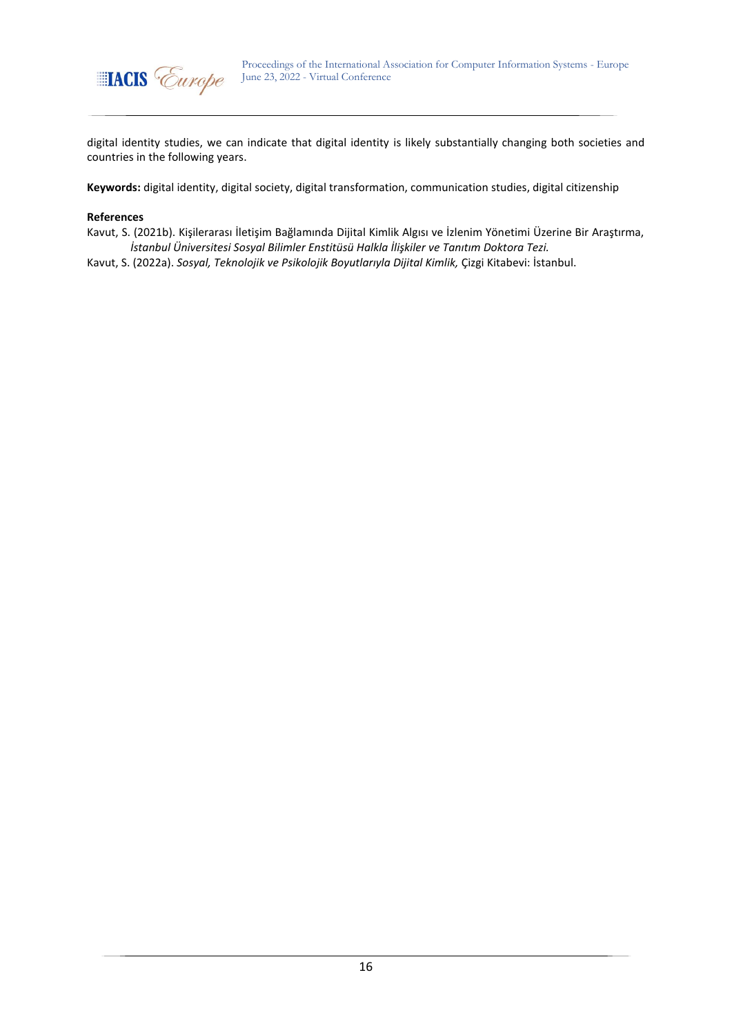digital identity studies, we can indicate that digital identity is likely substantially changing both societies and countries in the following years.

**Keywords:** digital identity, digital society, digital transformation, communication studies, digital citizenship

**References**

Kavut, S. (2021b). Kişilerarası İletişim Bağlamında Dijital Kimlik Algısı ve İzlenim Yönetimi Üzerine Bir Araştırma, *İstanbul Üniversitesi Sosyal Bilimler Enstitüsü Halkla İlişkiler ve Tanıtım Doktora Tezi.*

Kavut, S. (2022a). *Sosyal, Teknolojik ve Psikolojik Boyutlarıyla Dijital Kimlik,* Çizgi Kitabevi: İstanbul.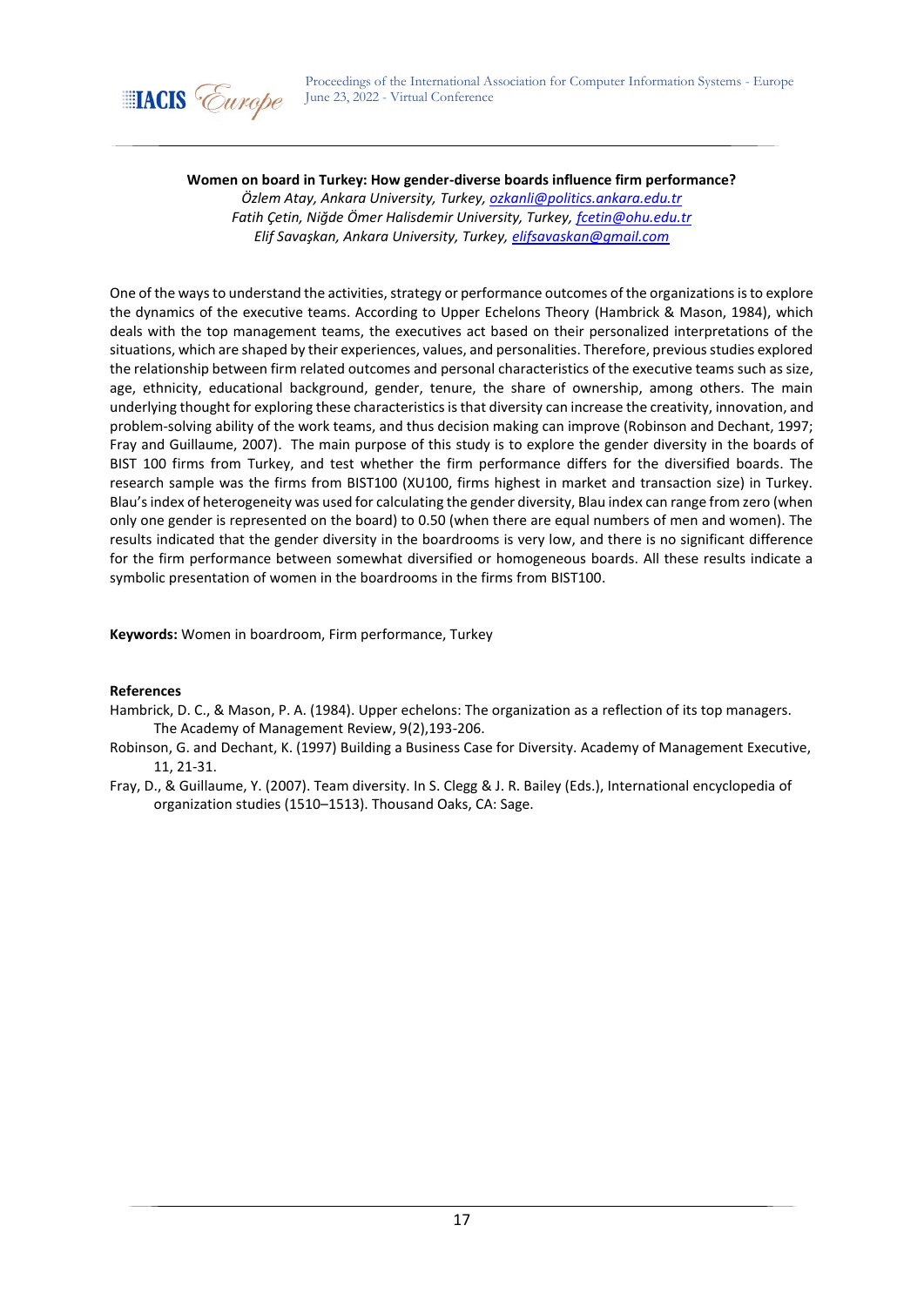**Women on board in Turkey: How gender-diverse boards influence firm performance?**

*Özlem Atay, Ankara University, Turkey, ozkanli@politics.ankara.edu.tr*
*Fatih Çetin, Niğde Ömer Halisdemir University, Turkey, fcetin@ohu.edu.tr*
*Elif Savaşkan, Ankara University, Turkey, elifsavaskan@gmail.com*

One of the ways to understand the activities, strategy or performance outcomes of the organizations is to explore the dynamics of the executive teams. According to Upper Echelons Theory (Hambrick & Mason, 1984), which deals with the top management teams, the executives act based on their personalized interpretations of the situations, which are shaped by their experiences, values, and personalities. Therefore, previous studies explored the relationship between firm related outcomes and personal characteristics of the executive teams such as size, age, ethnicity, educational background, gender, tenure, the share of ownership, among others. The main underlying thought for exploring these characteristics is that diversity can increase the creativity, innovation, and problem-solving ability of the work teams, and thus decision making can improve (Robinson and Dechant, 1997; Fray and Guillaume, 2007). The main purpose of this study is to explore the gender diversity in the boards of BIST 100 firms from Turkey, and test whether the firm performance differs for the diversified boards. The research sample was the firms from BIST100 (XU100, firms highest in market and transaction size) in Turkey. Blau's index of heterogeneity was used for calculating the gender diversity, Blau index can range from zero (when only one gender is represented on the board) to 0.50 (when there are equal numbers of men and women). The results indicated that the gender diversity in the boardrooms is very low, and there is no significant difference for the firm performance between somewhat diversified or homogeneous boards. All these results indicate a symbolic presentation of women in the boardrooms in the firms from BIST100.

**Keywords:** Women in boardroom, Firm performance, Turkey

**References**

Hambrick, D. C., & Mason, P. A. (1984). Upper echelons: The organization as a reflection of its top managers. The Academy of Management Review, 9(2),193-206.

Robinson, G. and Dechant, K. (1997) Building a Business Case for Diversity. Academy of Management Executive, 11, 21-31.

Fray, D., & Guillaume, Y. (2007). Team diversity. In S. Clegg & J. R. Bailey (Eds.), International encyclopedia of organization studies (1510–1513). Thousand Oaks, CA: Sage.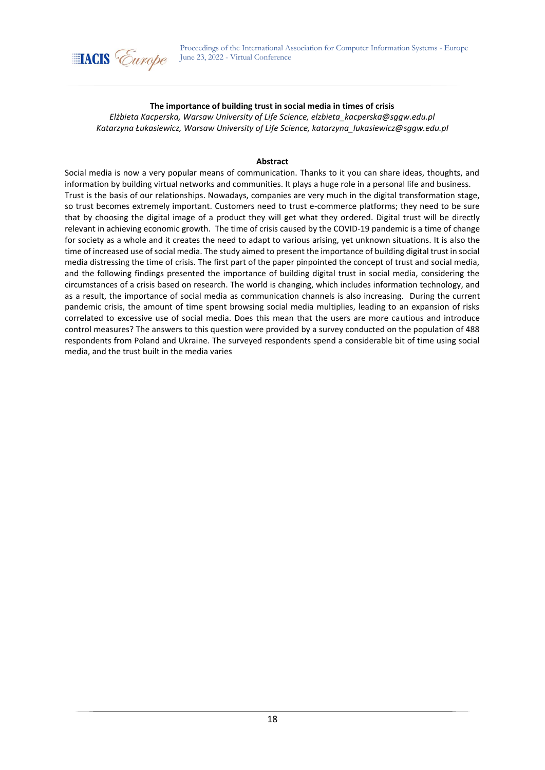**The importance of building trust in social media in times of crisis**

*Elżbieta Kacperska, Warsaw University of Life Science, elzbieta_kacperska@sggw.edu.pl*
*Katarzyna Łukasiewicz, Warsaw University of Life Science, katarzyna_lukasiewicz@sggw.edu.pl*

**Abstract**

Social media is now a very popular means of communication. Thanks to it you can share ideas, thoughts, and information by building virtual networks and communities. It plays a huge role in a personal life and business. Trust is the basis of our relationships. Nowadays, companies are very much in the digital transformation stage, so trust becomes extremely important. Customers need to trust e-commerce platforms; they need to be sure that by choosing the digital image of a product they will get what they ordered. Digital trust will be directly relevant in achieving economic growth. The time of crisis caused by the COVID-19 pandemic is a time of change for society as a whole and it creates the need to adapt to various arising, yet unknown situations. It is also the time of increased use of social media. The study aimed to present the importance of building digital trust in social media distressing the time of crisis. The first part of the paper pinpointed the concept of trust and social media, and the following findings presented the importance of building digital trust in social media, considering the circumstances of a crisis based on research. The world is changing, which includes information technology, and as a result, the importance of social media as communication channels is also increasing. During the current pandemic crisis, the amount of time spent browsing social media multiplies, leading to an expansion of risks correlated to excessive use of social media. Does this mean that the users are more cautious and introduce control measures? The answers to this question were provided by a survey conducted on the population of 488 respondents from Poland and Ukraine. The surveyed respondents spend a considerable bit of time using social media, and the trust built in the media varies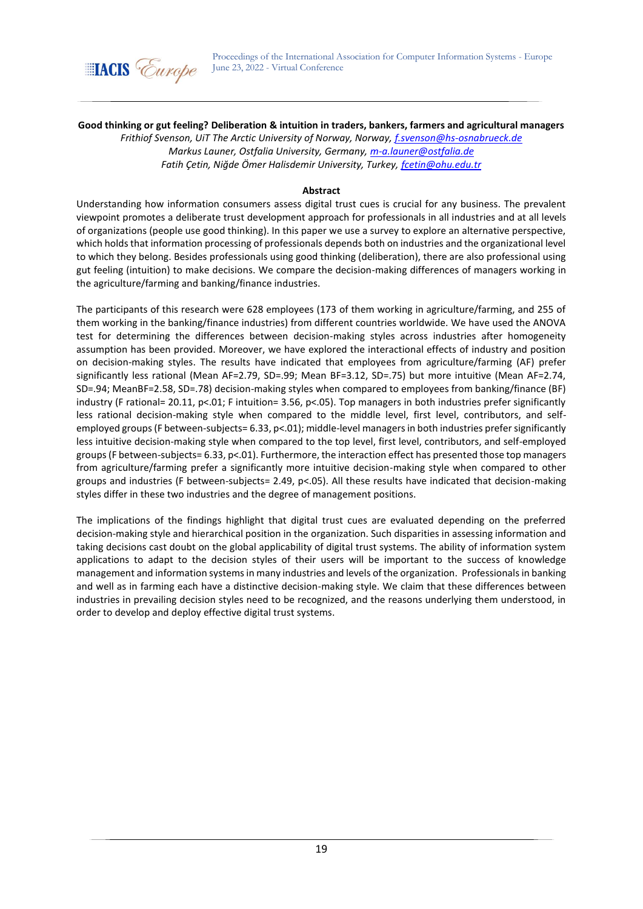**Good thinking or gut feeling? Deliberation & intuition in traders, bankers, farmers and agricultural managers**

*Frithiof Svenson, UiT The Arctic University of Norway, Norway, f.svenson@hs-osnabrueck.de*
*Markus Launer, Ostfalia University, Germany, m-a.launer@ostfalia.de*
*Fatih Çetin, Niğde Ömer Halisdemir University, Turkey, fcetin@ohu.edu.tr*

**Abstract**

Understanding how information consumers assess digital trust cues is crucial for any business. The prevalent viewpoint promotes a deliberate trust development approach for professionals in all industries and at all levels of organizations (people use good thinking). In this paper we use a survey to explore an alternative perspective, which holds that information processing of professionals depends both on industries and the organizational level to which they belong. Besides professionals using good thinking (deliberation), there are also professional using gut feeling (intuition) to make decisions. We compare the decision-making differences of managers working in the agriculture/farming and banking/finance industries.

The participants of this research were 628 employees (173 of them working in agriculture/farming, and 255 of them working in the banking/finance industries) from different countries worldwide. We have used the ANOVA test for determining the differences between decision-making styles across industries after homogeneity assumption has been provided. Moreover, we have explored the interactional effects of industry and position on decision-making styles. The results have indicated that employees from agriculture/farming (AF) prefer significantly less rational (Mean AF=2.79, SD=.99; Mean BF=3.12, SD=.75) but more intuitive (Mean AF=2.74, SD=.94; MeanBF=2.58, SD=.78) decision-making styles when compared to employees from banking/finance (BF) industry (F rational= 20.11, $p<.01$; F intuition= 3.56, $p<.05$). Top managers in both industries prefer significantly less rational decision-making style when compared to the middle level, first level, contributors, and self-employed groups (F between-subjects= 6.33, $p<.01$); middle-level managers in both industries prefer significantly less intuitive decision-making style when compared to the top level, first level, contributors, and self-employed groups (F between-subjects= 6.33, $p<.01$). Furthermore, the interaction effect has presented those top managers from agriculture/farming prefer a significantly more intuitive decision-making style when compared to other groups and industries (F between-subjects= 2.49, $p<.05$). All these results have indicated that decision-making styles differ in these two industries and the degree of management positions.

The implications of the findings highlight that digital trust cues are evaluated depending on the preferred decision-making style and hierarchical position in the organization. Such disparities in assessing information and taking decisions cast doubt on the global applicability of digital trust systems. The ability of information system applications to adapt to the decision styles of their users will be important to the success of knowledge management and information systems in many industries and levels of the organization. Professionals in banking and well as in farming each have a distinctive decision-making style. We claim that these differences between industries in prevailing decision styles need to be recognized, and the reasons underlying them understood, in order to develop and deploy effective digital trust systems.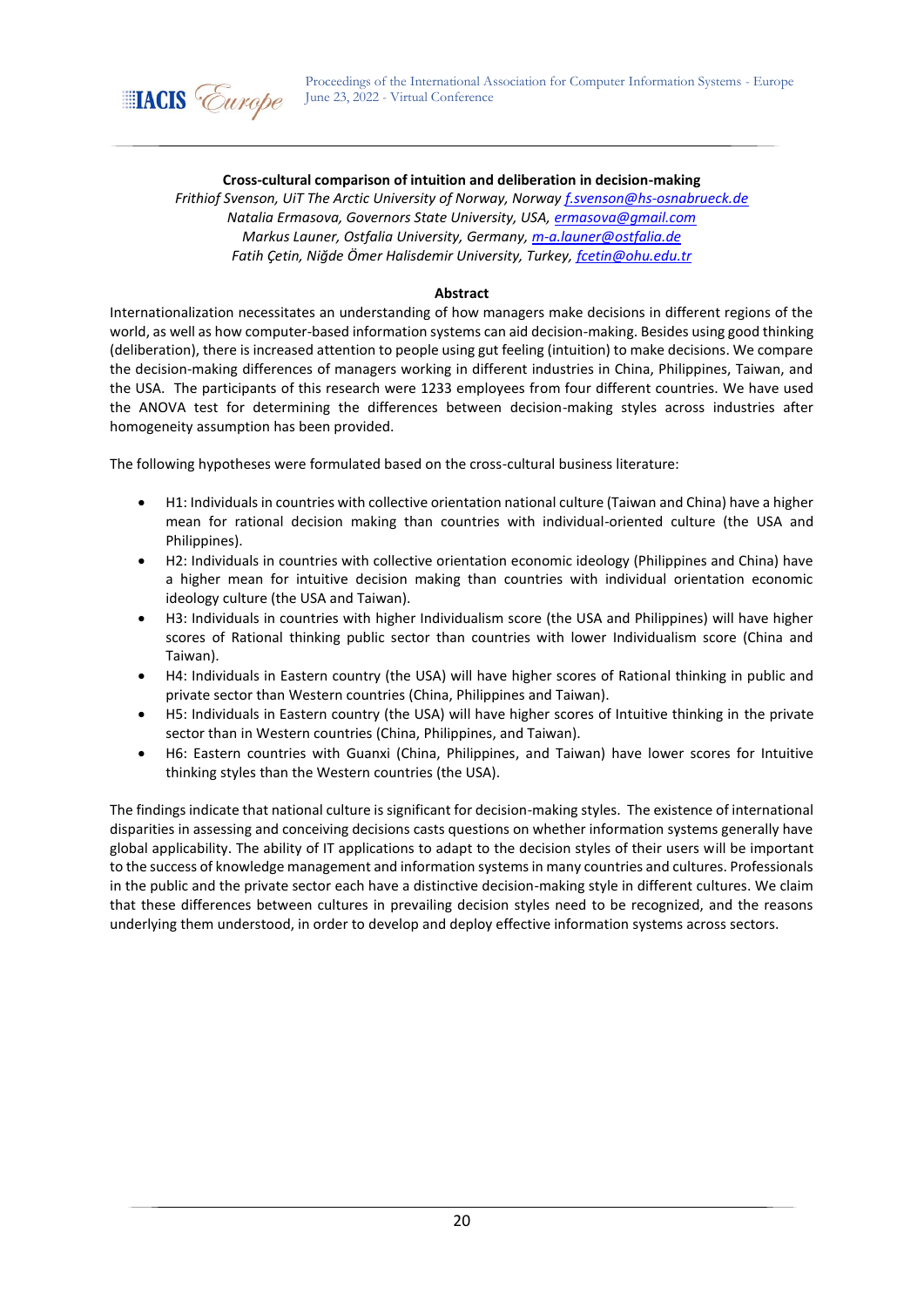**Cross-cultural comparison of intuition and deliberation in decision-making**

*Frithiof Svenson, UiT The Arctic University of Norway, Norway f.svenson@hs-osnabrueck.de*
*Natalia Ermasova, Governors State University, USA, ermasova@gmail.com*
*Markus Launer, Ostfalia University, Germany, m-a.launer@ostfalia.de*
*Fatih Çetin, Niğde Ömer Halisdemir University, Turkey, fcetin@ohu.edu.tr*

**Abstract**

Internationalization necessitates an understanding of how managers make decisions in different regions of the world, as well as how computer-based information systems can aid decision-making. Besides using good thinking (deliberation), there is increased attention to people using gut feeling (intuition) to make decisions. We compare the decision-making differences of managers working in different industries in China, Philippines, Taiwan, and the USA. The participants of this research were 1233 employees from four different countries. We have used the ANOVA test for determining the differences between decision-making styles across industries after homogeneity assumption has been provided.

The following hypotheses were formulated based on the cross-cultural business literature:

- H1: Individuals in countries with collective orientation national culture (Taiwan and China) have a higher mean for rational decision making than countries with individual-oriented culture (the USA and Philippines).
- H2: Individuals in countries with collective orientation economic ideology (Philippines and China) have a higher mean for intuitive decision making than countries with individual orientation economic ideology culture (the USA and Taiwan).
- H3: Individuals in countries with higher Individualism score (the USA and Philippines) will have higher scores of Rational thinking public sector than countries with lower Individualism score (China and Taiwan).
- H4: Individuals in Eastern country (the USA) will have higher scores of Rational thinking in public and private sector than Western countries (China, Philippines and Taiwan).
- H5: Individuals in Eastern country (the USA) will have higher scores of Intuitive thinking in the private sector than in Western countries (China, Philippines, and Taiwan).
- H6: Eastern countries with Guanxi (China, Philippines, and Taiwan) have lower scores for Intuitive thinking styles than the Western countries (the USA).

The findings indicate that national culture is significant for decision-making styles. The existence of international disparities in assessing and conceiving decisions casts questions on whether information systems generally have global applicability. The ability of IT applications to adapt to the decision styles of their users will be important to the success of knowledge management and information systems in many countries and cultures. Professionals in the public and the private sector each have a distinctive decision-making style in different cultures. We claim that these differences between cultures in prevailing decision styles need to be recognized, and the reasons underlying them understood, in order to develop and deploy effective information systems across sectors.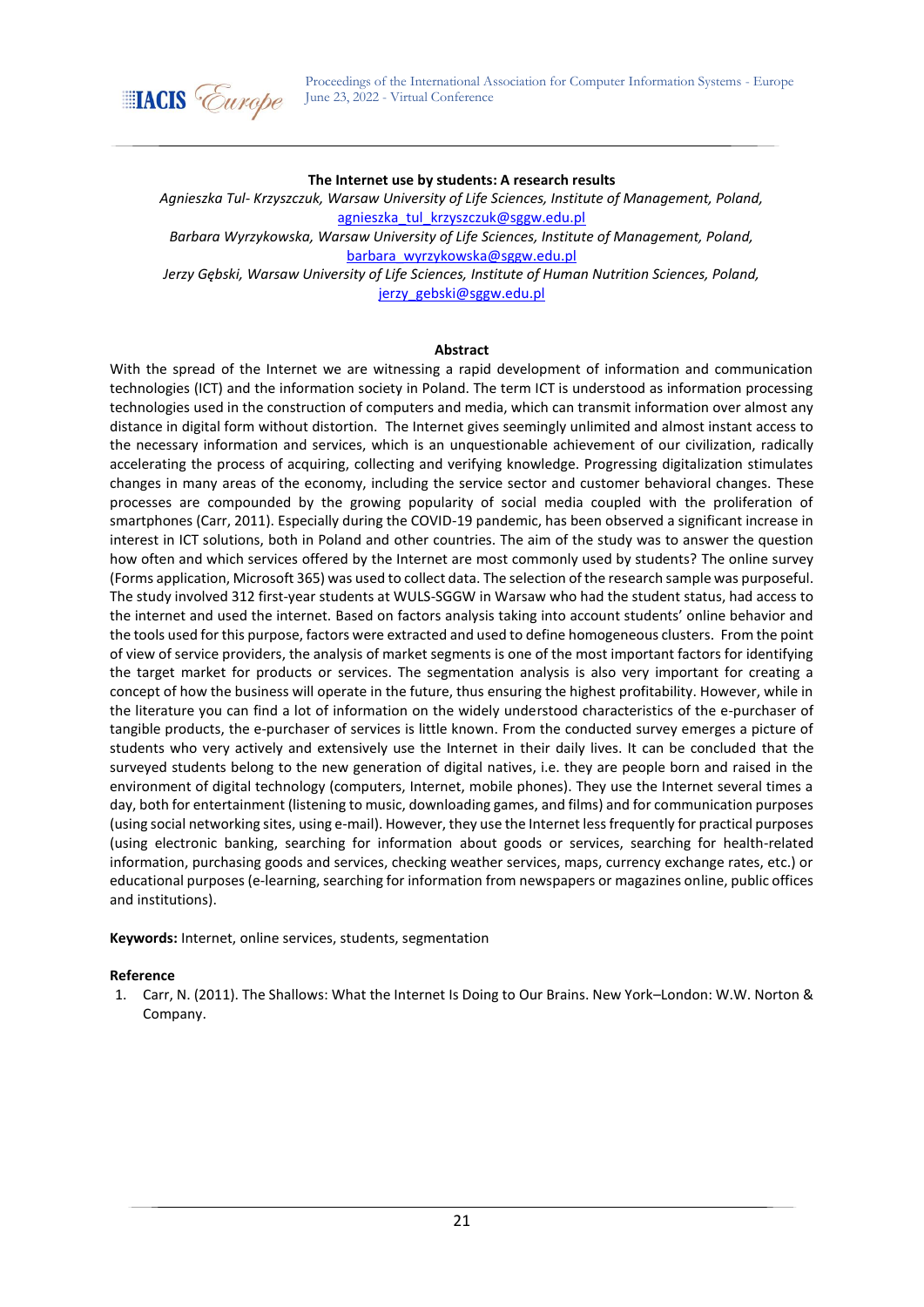## The Internet use by students: A research results

*Agnieszka Tul- Krzyszczuk, Warsaw University of Life Sciences, Institute of Management, Poland,* agnieszka_tul_krzyszczuk@sggw.edu.pl

*Barbara Wyrzykowska, Warsaw University of Life Sciences, Institute of Management, Poland,* barbara_wyrzykowska@sggw.edu.pl

*Jerzy Gębski, Warsaw University of Life Sciences, Institute of Human Nutrition Sciences, Poland,* jerzy_gebski@sggw.edu.pl

### Abstract

With the spread of the Internet we are witnessing a rapid development of information and communication technologies (ICT) and the information society in Poland. The term ICT is understood as information processing technologies used in the construction of computers and media, which can transmit information over almost any distance in digital form without distortion. The Internet gives seemingly unlimited and almost instant access to the necessary information and services, which is an unquestionable achievement of our civilization, radically accelerating the process of acquiring, collecting and verifying knowledge. Progressing digitalization stimulates changes in many areas of the economy, including the service sector and customer behavioral changes. These processes are compounded by the growing popularity of social media coupled with the proliferation of smartphones (Carr, 2011). Especially during the COVID-19 pandemic, has been observed a significant increase in interest in ICT solutions, both in Poland and other countries. The aim of the study was to answer the question how often and which services offered by the Internet are most commonly used by students? The online survey (Forms application, Microsoft 365) was used to collect data. The selection of the research sample was purposeful. The study involved 312 first-year students at WULS-SGGW in Warsaw who had the student status, had access to the internet and used the internet. Based on factors analysis taking into account students' online behavior and the tools used for this purpose, factors were extracted and used to define homogeneous clusters. From the point of view of service providers, the analysis of market segments is one of the most important factors for identifying the target market for products or services. The segmentation analysis is also very important for creating a concept of how the business will operate in the future, thus ensuring the highest profitability. However, while in the literature you can find a lot of information on the widely understood characteristics of the e-purchaser of tangible products, the e-purchaser of services is little known. From the conducted survey emerges a picture of students who very actively and extensively use the Internet in their daily lives. It can be concluded that the surveyed students belong to the new generation of digital natives, i.e. they are people born and raised in the environment of digital technology (computers, Internet, mobile phones). They use the Internet several times a day, both for entertainment (listening to music, downloading games, and films) and for communication purposes (using social networking sites, using e-mail). However, they use the Internet less frequently for practical purposes (using electronic banking, searching for information about goods or services, searching for health-related information, purchasing goods and services, checking weather services, maps, currency exchange rates, etc.) or educational purposes (e-learning, searching for information from newspapers or magazines online, public offices and institutions).

**Keywords:** Internet, online services, students, segmentation

### Reference

1. Carr, N. (2011). The Shallows: What the Internet Is Doing to Our Brains. New York–London: W.W. Norton & Company.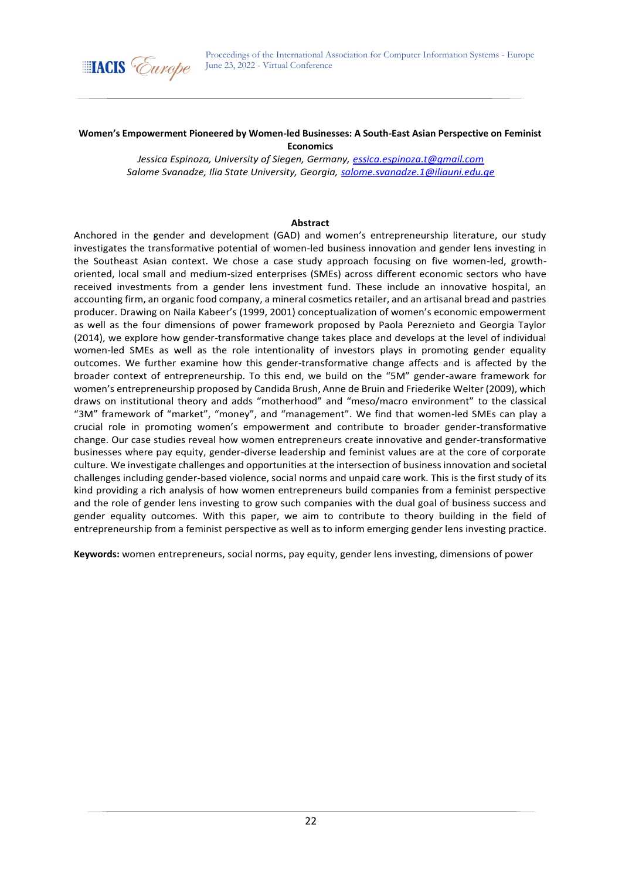# Women's Empowerment Pioneered by Women-led Businesses: A South-East Asian Perspective on Feminist Economics

*Jessica Espinoza, University of Siegen, Germany, essica.espinoza.t@gmail.com*
*Salome Svanadze, Ilia State University, Georgia, salome.svanadze.1@iliauni.edu.ge*

## Abstract

Anchored in the gender and development (GAD) and women's entrepreneurship literature, our study investigates the transformative potential of women-led business innovation and gender lens investing in the Southeast Asian context. We chose a case study approach focusing on five women-led, growth-oriented, local small and medium-sized enterprises (SMEs) across different economic sectors who have received investments from a gender lens investment fund. These include an innovative hospital, an accounting firm, an organic food company, a mineral cosmetics retailer, and an artisanal bread and pastries producer. Drawing on Naila Kabeer's (1999, 2001) conceptualization of women's economic empowerment as well as the four dimensions of power framework proposed by Paola Pereznieto and Georgia Taylor (2014), we explore how gender-transformative change takes place and develops at the level of individual women-led SMEs as well as the role intentionality of investors plays in promoting gender equality outcomes. We further examine how this gender-transformative change affects and is affected by the broader context of entrepreneurship. To this end, we build on the "5M" gender-aware framework for women's entrepreneurship proposed by Candida Brush, Anne de Bruin and Friederike Welter (2009), which draws on institutional theory and adds "motherhood" and "meso/macro environment" to the classical "3M" framework of "market", "money", and "management". We find that women-led SMEs can play a crucial role in promoting women's empowerment and contribute to broader gender-transformative change. Our case studies reveal how women entrepreneurs create innovative and gender-transformative businesses where pay equity, gender-diverse leadership and feminist values are at the core of corporate culture. We investigate challenges and opportunities at the intersection of business innovation and societal challenges including gender-based violence, social norms and unpaid care work. This is the first study of its kind providing a rich analysis of how women entrepreneurs build companies from a feminist perspective and the role of gender lens investing to grow such companies with the dual goal of business success and gender equality outcomes. With this paper, we aim to contribute to theory building in the field of entrepreneurship from a feminist perspective as well as to inform emerging gender lens investing practice.

**Keywords:** women entrepreneurs, social norms, pay equity, gender lens investing, dimensions of power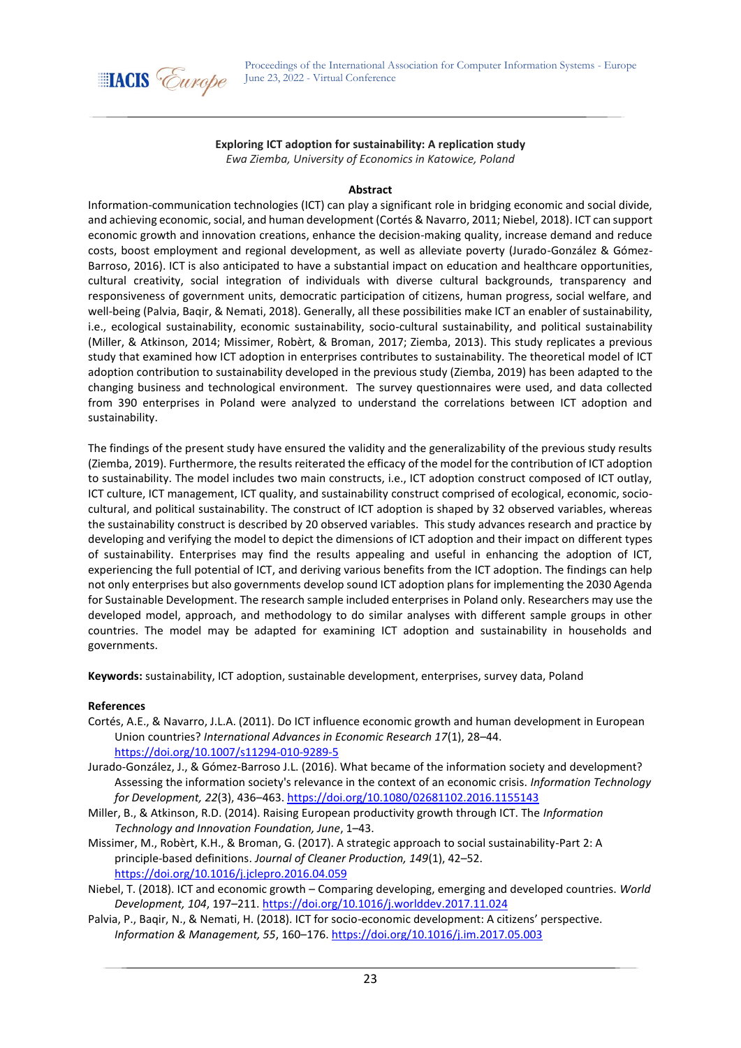**Exploring ICT adoption for sustainability: A replication study**

*Ewa Ziemba, University of Economics in Katowice, Poland*

**Abstract**

Information-communication technologies (ICT) can play a significant role in bridging economic and social divide, and achieving economic, social, and human development (Cortés & Navarro, 2011; Niebel, 2018). ICT can support economic growth and innovation creations, enhance the decision-making quality, increase demand and reduce costs, boost employment and regional development, as well as alleviate poverty (Jurado-González & Gómez-Barroso, 2016). ICT is also anticipated to have a substantial impact on education and healthcare opportunities, cultural creativity, social integration of individuals with diverse cultural backgrounds, transparency and responsiveness of government units, democratic participation of citizens, human progress, social welfare, and well-being (Palvia, Baqir, & Nemati, 2018). Generally, all these possibilities make ICT an enabler of sustainability, i.e., ecological sustainability, economic sustainability, socio-cultural sustainability, and political sustainability (Miller, & Atkinson, 2014; Missimer, Robèrt, & Broman, 2017; Ziemba, 2013). This study replicates a previous study that examined how ICT adoption in enterprises contributes to sustainability. The theoretical model of ICT adoption contribution to sustainability developed in the previous study (Ziemba, 2019) has been adapted to the changing business and technological environment. The survey questionnaires were used, and data collected from 390 enterprises in Poland were analyzed to understand the correlations between ICT adoption and sustainability.

The findings of the present study have ensured the validity and the generalizability of the previous study results (Ziemba, 2019). Furthermore, the results reiterated the efficacy of the model for the contribution of ICT adoption to sustainability. The model includes two main constructs, i.e., ICT adoption construct composed of ICT outlay, ICT culture, ICT management, ICT quality, and sustainability construct comprised of ecological, economic, socio-cultural, and political sustainability. The construct of ICT adoption is shaped by 32 observed variables, whereas the sustainability construct is described by 20 observed variables. This study advances research and practice by developing and verifying the model to depict the dimensions of ICT adoption and their impact on different types of sustainability. Enterprises may find the results appealing and useful in enhancing the adoption of ICT, experiencing the full potential of ICT, and deriving various benefits from the ICT adoption. The findings can help not only enterprises but also governments develop sound ICT adoption plans for implementing the 2030 Agenda for Sustainable Development. The research sample included enterprises in Poland only. Researchers may use the developed model, approach, and methodology to do similar analyses with different sample groups in other countries. The model may be adapted for examining ICT adoption and sustainability in households and governments.

**Keywords:** sustainability, ICT adoption, sustainable development, enterprises, survey data, Poland

**References**

Cortés, A.E., & Navarro, J.L.A. (2011). Do ICT influence economic growth and human development in European Union countries? *International Advances in Economic Research 17*(1), 28–44. https://doi.org/10.1007/s11294-010-9289-5

Jurado-González, J., & Gómez-Barroso J.L. (2016). What became of the information society and development? Assessing the information society's relevance in the context of an economic crisis. *Information Technology for Development, 22*(3), 436–463. https://doi.org/10.1080/02681102.2016.1155143

Miller, B., & Atkinson, R.D. (2014). Raising European productivity growth through ICT. The *Information Technology and Innovation Foundation, June*, 1–43.

Missimer, M., Robèrt, K.H., & Broman, G. (2017). A strategic approach to social sustainability-Part 2: A principle-based definitions. *Journal of Cleaner Production, 149*(1), 42–52. https://doi.org/10.1016/j.jclepro.2016.04.059

Niebel, T. (2018). ICT and economic growth – Comparing developing, emerging and developed countries. *World Development, 104*, 197–211. https://doi.org/10.1016/j.worlddev.2017.11.024

Palvia, P., Baqir, N., & Nemati, H. (2018). ICT for socio-economic development: A citizens' perspective. *Information & Management, 55*, 160–176. https://doi.org/10.1016/j.im.2017.05.003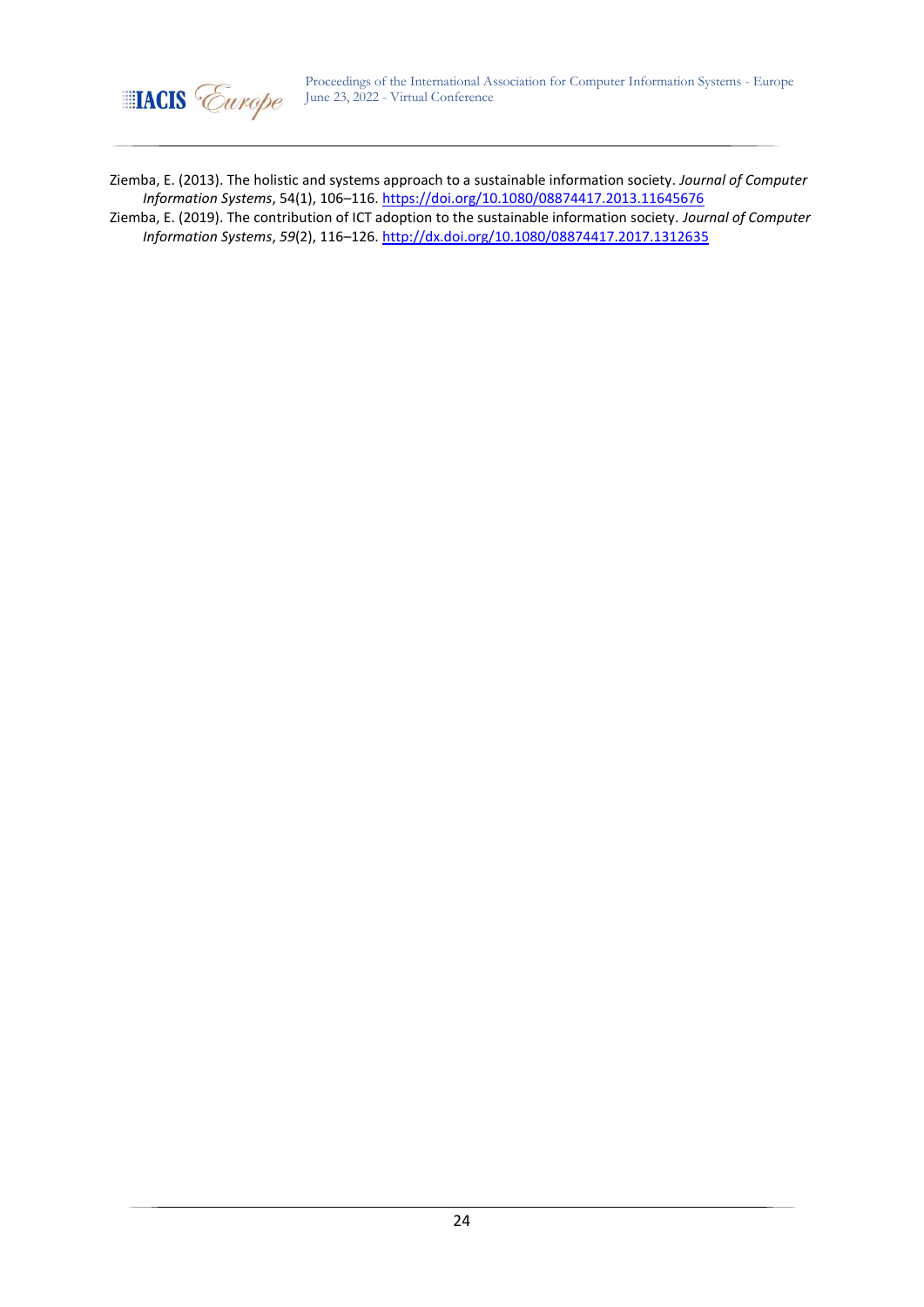Ziemba, E. (2013). The holistic and systems approach to a sustainable information society. *Journal of Computer Information Systems*, 54(1), 106–116. https://doi.org/10.1080/08874417.2013.11645676

Ziemba, E. (2019). The contribution of ICT adoption to the sustainable information society. *Journal of Computer Information Systems*, *59*(2), 116–126. http://dx.doi.org/10.1080/08874417.2017.1312635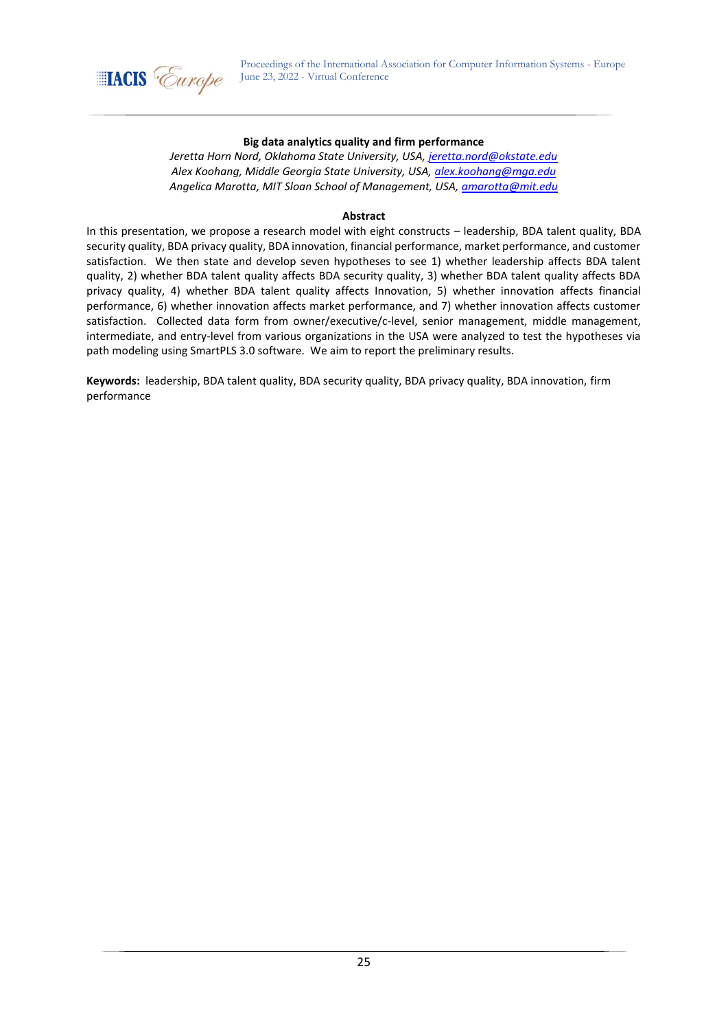## Big data analytics quality and firm performance

*Jeretta Horn Nord, Oklahoma State University, USA, jeretta.nord@okstate.edu*
*Alex Koohang, Middle Georgia State University, USA, alex.koohang@mga.edu*
*Angelica Marotta, MIT Sloan School of Management, USA, amarotta@mit.edu*

### Abstract

In this presentation, we propose a research model with eight constructs – leadership, BDA talent quality, BDA security quality, BDA privacy quality, BDA innovation, financial performance, market performance, and customer satisfaction. We then state and develop seven hypotheses to see 1) whether leadership affects BDA talent quality, 2) whether BDA talent quality affects BDA security quality, 3) whether BDA talent quality affects BDA privacy quality, 4) whether BDA talent quality affects Innovation, 5) whether innovation affects financial performance, 6) whether innovation affects market performance, and 7) whether innovation affects customer satisfaction. Collected data form from owner/executive/c-level, senior management, middle management, intermediate, and entry-level from various organizations in the USA were analyzed to test the hypotheses via path modeling using SmartPLS 3.0 software. We aim to report the preliminary results.

**Keywords:** leadership, BDA talent quality, BDA security quality, BDA privacy quality, BDA innovation, firm performance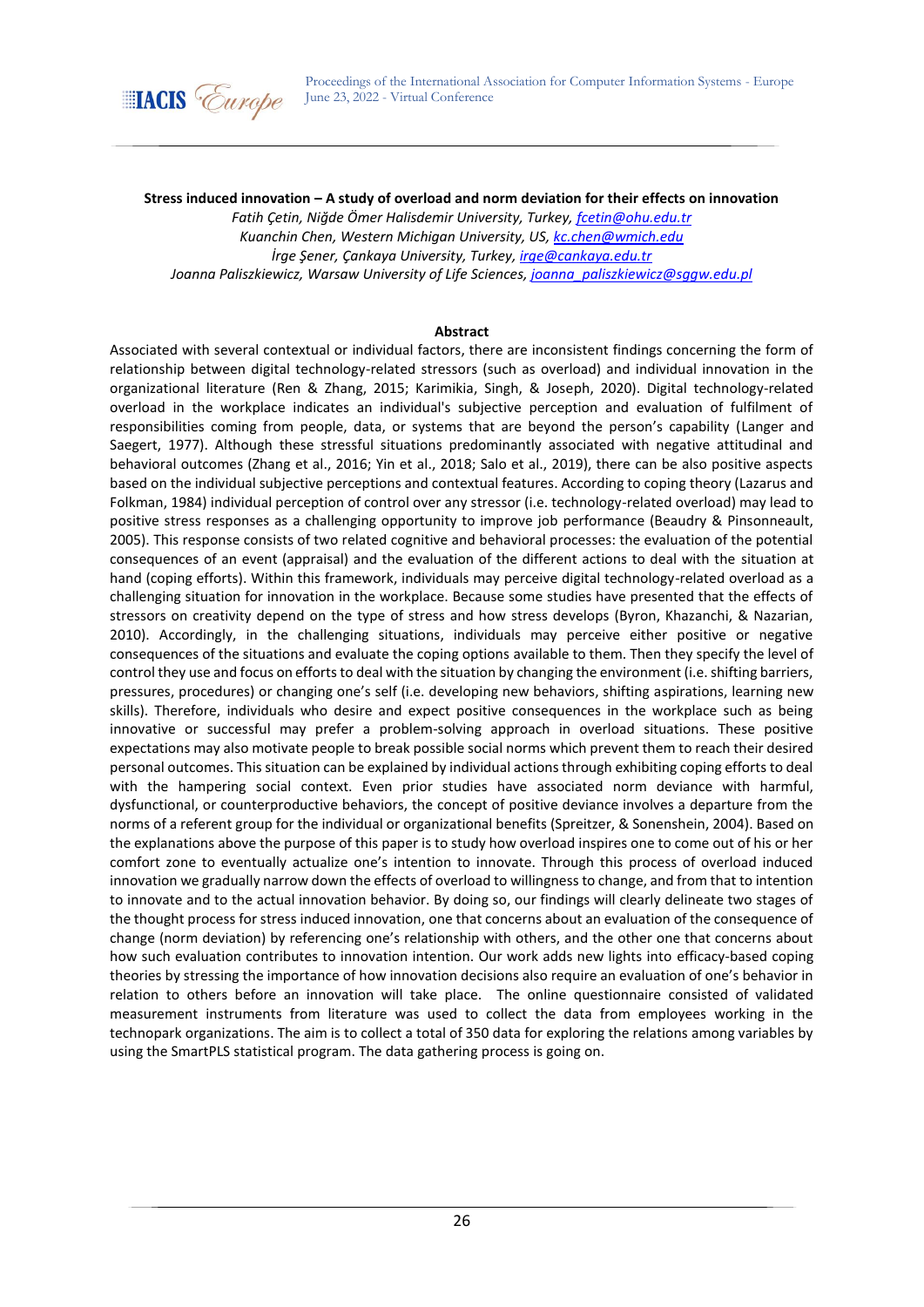**Stress induced innovation – A study of overload and norm deviation for their effects on innovation**

*Fatih Çetin, Niğde Ömer Halisdemir University, Turkey, fcetin@ohu.edu.tr*
*Kuanchin Chen, Western Michigan University, US, kc.chen@wmich.edu*
*İrge Şener, Çankaya University, Turkey, irge@cankaya.edu.tr*
*Joanna Paliszkiewicz, Warsaw University of Life Sciences, joanna_paliszkiewicz@sggw.edu.pl*

**Abstract**

Associated with several contextual or individual factors, there are inconsistent findings concerning the form of relationship between digital technology-related stressors (such as overload) and individual innovation in the organizational literature (Ren & Zhang, 2015; Karimikia, Singh, & Joseph, 2020). Digital technology-related overload in the workplace indicates an individual's subjective perception and evaluation of fulfilment of responsibilities coming from people, data, or systems that are beyond the person's capability (Langer and Saegert, 1977). Although these stressful situations predominantly associated with negative attitudinal and behavioral outcomes (Zhang et al., 2016; Yin et al., 2018; Salo et al., 2019), there can be also positive aspects based on the individual subjective perceptions and contextual features. According to coping theory (Lazarus and Folkman, 1984) individual perception of control over any stressor (i.e. technology-related overload) may lead to positive stress responses as a challenging opportunity to improve job performance (Beaudry & Pinsonneault, 2005). This response consists of two related cognitive and behavioral processes: the evaluation of the potential consequences of an event (appraisal) and the evaluation of the different actions to deal with the situation at hand (coping efforts). Within this framework, individuals may perceive digital technology-related overload as a challenging situation for innovation in the workplace. Because some studies have presented that the effects of stressors on creativity depend on the type of stress and how stress develops (Byron, Khazanchi, & Nazarian, 2010). Accordingly, in the challenging situations, individuals may perceive either positive or negative consequences of the situations and evaluate the coping options available to them. Then they specify the level of control they use and focus on efforts to deal with the situation by changing the environment (i.e. shifting barriers, pressures, procedures) or changing one's self (i.e. developing new behaviors, shifting aspirations, learning new skills). Therefore, individuals who desire and expect positive consequences in the workplace such as being innovative or successful may prefer a problem-solving approach in overload situations. These positive expectations may also motivate people to break possible social norms which prevent them to reach their desired personal outcomes. This situation can be explained by individual actions through exhibiting coping efforts to deal with the hampering social context. Even prior studies have associated norm deviance with harmful, dysfunctional, or counterproductive behaviors, the concept of positive deviance involves a departure from the norms of a referent group for the individual or organizational benefits (Spreitzer, & Sonenshein, 2004). Based on the explanations above the purpose of this paper is to study how overload inspires one to come out of his or her comfort zone to eventually actualize one's intention to innovate. Through this process of overload induced innovation we gradually narrow down the effects of overload to willingness to change, and from that to intention to innovate and to the actual innovation behavior. By doing so, our findings will clearly delineate two stages of the thought process for stress induced innovation, one that concerns about an evaluation of the consequence of change (norm deviation) by referencing one's relationship with others, and the other one that concerns about how such evaluation contributes to innovation intention. Our work adds new lights into efficacy-based coping theories by stressing the importance of how innovation decisions also require an evaluation of one's behavior in relation to others before an innovation will take place. The online questionnaire consisted of validated measurement instruments from literature was used to collect the data from employees working in the technopark organizations. The aim is to collect a total of 350 data for exploring the relations among variables by using the SmartPLS statistical program. The data gathering process is going on.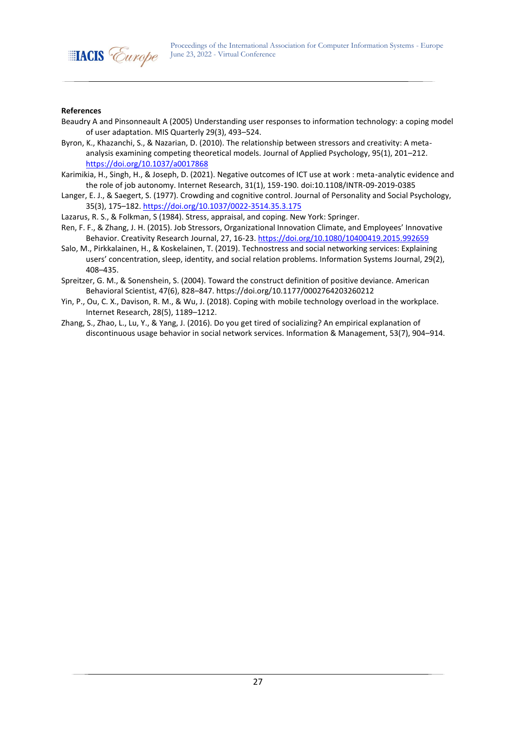**References**

Beaudry A and Pinsonneault A (2005) Understanding user responses to information technology: a coping model of user adaptation. MIS Quarterly 29(3), 493–524.

Byron, K., Khazanchi, S., & Nazarian, D. (2010). The relationship between stressors and creativity: A meta-analysis examining competing theoretical models. Journal of Applied Psychology, 95(1), 201–212. https://doi.org/10.1037/a0017868

Karimikia, H., Singh, H., & Joseph, D. (2021). Negative outcomes of ICT use at work : meta-analytic evidence and the role of job autonomy. Internet Research, 31(1), 159-190. doi:10.1108/INTR-09-2019-0385

Langer, E. J., & Saegert, S. (1977). Crowding and cognitive control. Journal of Personality and Social Psychology, 35(3), 175–182. https://doi.org/10.1037/0022-3514.35.3.175

Lazarus, R. S., & Folkman, S (1984). Stress, appraisal, and coping. New York: Springer.

Ren, F. F., & Zhang, J. H. (2015). Job Stressors, Organizational Innovation Climate, and Employees' Innovative Behavior. Creativity Research Journal, 27, 16-23. https://doi.org/10.1080/10400419.2015.992659

Salo, M., Pirkkalainen, H., & Koskelainen, T. (2019). Technostress and social networking services: Explaining users' concentration, sleep, identity, and social relation problems. Information Systems Journal, 29(2), 408–435.

Spreitzer, G. M., & Sonenshein, S. (2004). Toward the construct definition of positive deviance. American Behavioral Scientist, 47(6), 828–847. https://doi.org/10.1177/0002764203260212

Yin, P., Ou, C. X., Davison, R. M., & Wu, J. (2018). Coping with mobile technology overload in the workplace. Internet Research, 28(5), 1189–1212.

Zhang, S., Zhao, L., Lu, Y., & Yang, J. (2016). Do you get tired of socializing? An empirical explanation of discontinuous usage behavior in social network services. Information & Management, 53(7), 904–914.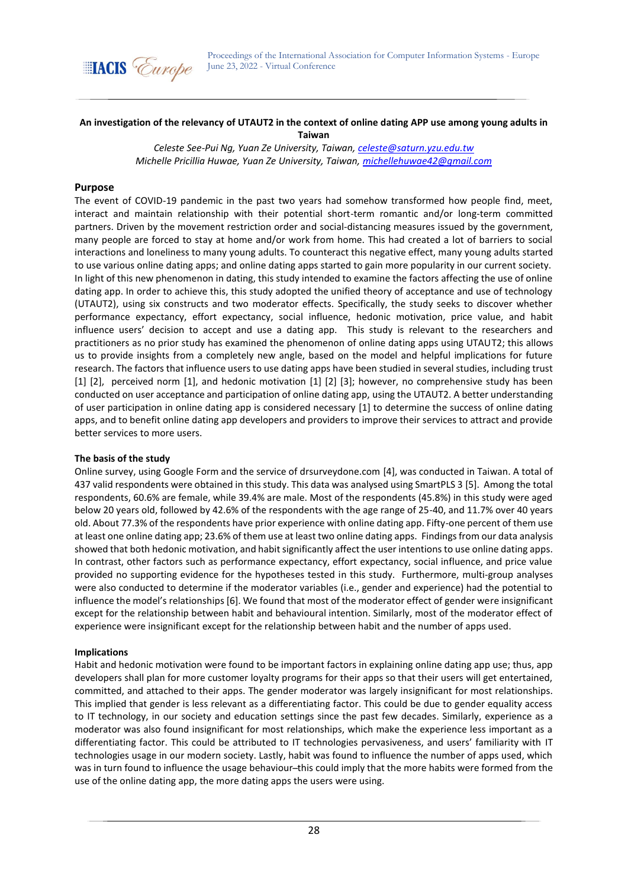**An investigation of the relevancy of UTAUT2 in the context of online dating APP use among young adults in Taiwan**

*Celeste See-Pui Ng, Yuan Ze University, Taiwan, celeste@saturn.yzu.edu.tw*
*Michelle Pricillia Huwae, Yuan Ze University, Taiwan, michellehuwae42@gmail.com*

## Purpose

The event of COVID-19 pandemic in the past two years had somehow transformed how people find, meet, interact and maintain relationship with their potential short-term romantic and/or long-term committed partners. Driven by the movement restriction order and social-distancing measures issued by the government, many people are forced to stay at home and/or work from home. This had created a lot of barriers to social interactions and loneliness to many young adults. To counteract this negative effect, many young adults started to use various online dating apps; and online dating apps started to gain more popularity in our current society. In light of this new phenomenon in dating, this study intended to examine the factors affecting the use of online dating app. In order to achieve this, this study adopted the unified theory of acceptance and use of technology (UTAUT2), using six constructs and two moderator effects. Specifically, the study seeks to discover whether performance expectancy, effort expectancy, social influence, hedonic motivation, price value, and habit influence users' decision to accept and use a dating app. This study is relevant to the researchers and practitioners as no prior study has examined the phenomenon of online dating apps using UTAUT2; this allows us to provide insights from a completely new angle, based on the model and helpful implications for future research. The factors that influence users to use dating apps have been studied in several studies, including trust [1] [2], perceived norm [1], and hedonic motivation [1] [2] [3]; however, no comprehensive study has been conducted on user acceptance and participation of online dating app, using the UTAUT2. A better understanding of user participation in online dating app is considered necessary [1] to determine the success of online dating apps, and to benefit online dating app developers and providers to improve their services to attract and provide better services to more users.

### The basis of the study

Online survey, using Google Form and the service of drsurveydone.com [4], was conducted in Taiwan. A total of 437 valid respondents were obtained in this study. This data was analysed using SmartPLS 3 [5]. Among the total respondents, 60.6% are female, while 39.4% are male. Most of the respondents (45.8%) in this study were aged below 20 years old, followed by 42.6% of the respondents with the age range of 25-40, and 11.7% over 40 years old. About 77.3% of the respondents have prior experience with online dating app. Fifty-one percent of them use at least one online dating app; 23.6% of them use at least two online dating apps. Findings from our data analysis showed that both hedonic motivation, and habit significantly affect the user intentions to use online dating apps. In contrast, other factors such as performance expectancy, effort expectancy, social influence, and price value provided no supporting evidence for the hypotheses tested in this study. Furthermore, multi-group analyses were also conducted to determine if the moderator variables (i.e., gender and experience) had the potential to influence the model's relationships [6]. We found that most of the moderator effect of gender were insignificant except for the relationship between habit and behavioural intention. Similarly, most of the moderator effect of experience were insignificant except for the relationship between habit and the number of apps used.

### Implications

Habit and hedonic motivation were found to be important factors in explaining online dating app use; thus, app developers shall plan for more customer loyalty programs for their apps so that their users will get entertained, committed, and attached to their apps. The gender moderator was largely insignificant for most relationships. This implied that gender is less relevant as a differentiating factor. This could be due to gender equality access to IT technology, in our society and education settings since the past few decades. Similarly, experience as a moderator was also found insignificant for most relationships, which make the experience less important as a differentiating factor. This could be attributed to IT technologies pervasiveness, and users' familiarity with IT technologies usage in our modern society. Lastly, habit was found to influence the number of apps used, which was in turn found to influence the usage behaviour–this could imply that the more habits were formed from the use of the online dating app, the more dating apps the users were using.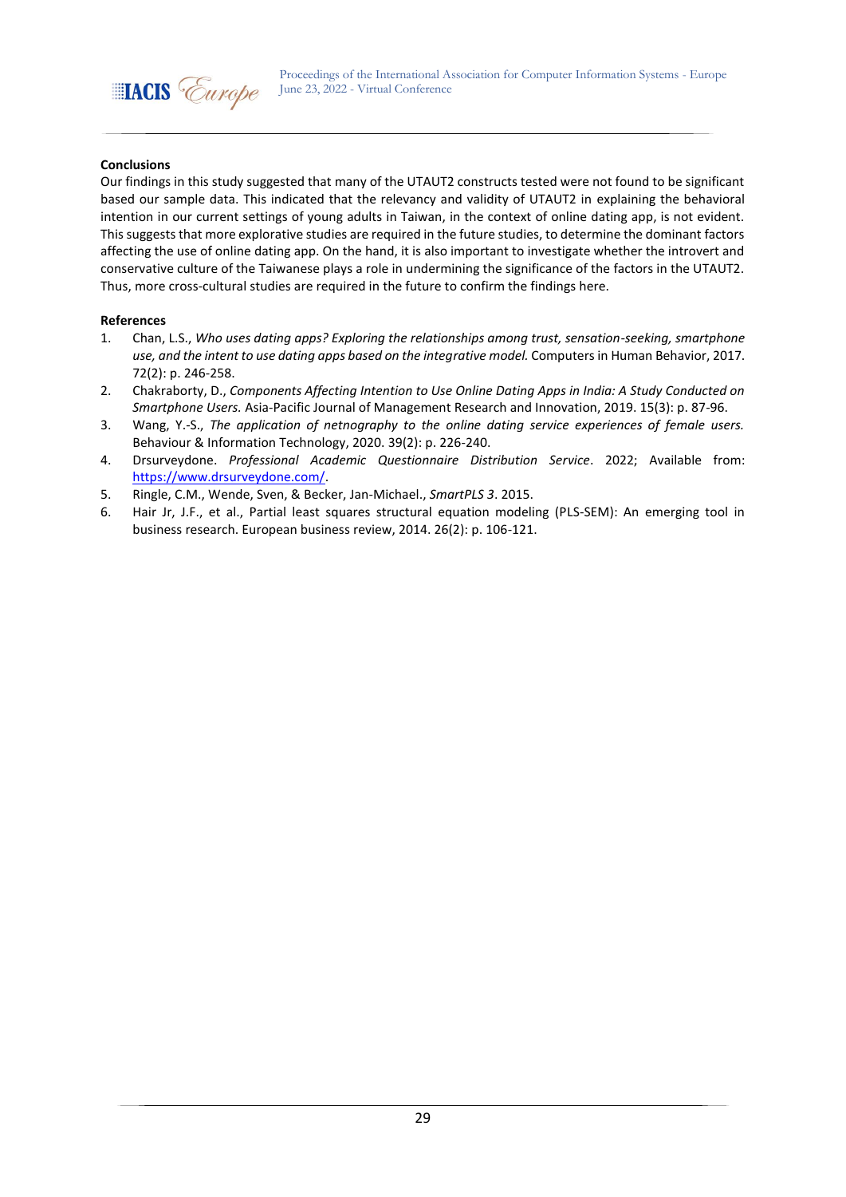**Conclusions**

Our findings in this study suggested that many of the UTAUT2 constructs tested were not found to be significant based our sample data. This indicated that the relevancy and validity of UTAUT2 in explaining the behavioral intention in our current settings of young adults in Taiwan, in the context of online dating app, is not evident. This suggests that more explorative studies are required in the future studies, to determine the dominant factors affecting the use of online dating app. On the hand, it is also important to investigate whether the introvert and conservative culture of the Taiwanese plays a role in undermining the significance of the factors in the UTAUT2. Thus, more cross-cultural studies are required in the future to confirm the findings here.

**References**

1. Chan, L.S., *Who uses dating apps? Exploring the relationships among trust, sensation-seeking, smartphone use, and the intent to use dating apps based on the integrative model.* Computers in Human Behavior, 2017. 72(2): p. 246-258.
2. Chakraborty, D., *Components Affecting Intention to Use Online Dating Apps in India: A Study Conducted on Smartphone Users.* Asia-Pacific Journal of Management Research and Innovation, 2019. 15(3): p. 87-96.
3. Wang, Y.-S., *The application of netnography to the online dating service experiences of female users.* Behaviour & Information Technology, 2020. 39(2): p. 226-240.
4. Drsurveydone. *Professional Academic Questionnaire Distribution Service*. 2022; Available from: https://www.drsurveydone.com/.
5. Ringle, C.M., Wende, Sven, & Becker, Jan-Michael., *SmartPLS 3*. 2015.
6. Hair Jr, J.F., et al., Partial least squares structural equation modeling (PLS-SEM): An emerging tool in business research. European business review, 2014. 26(2): p. 106-121.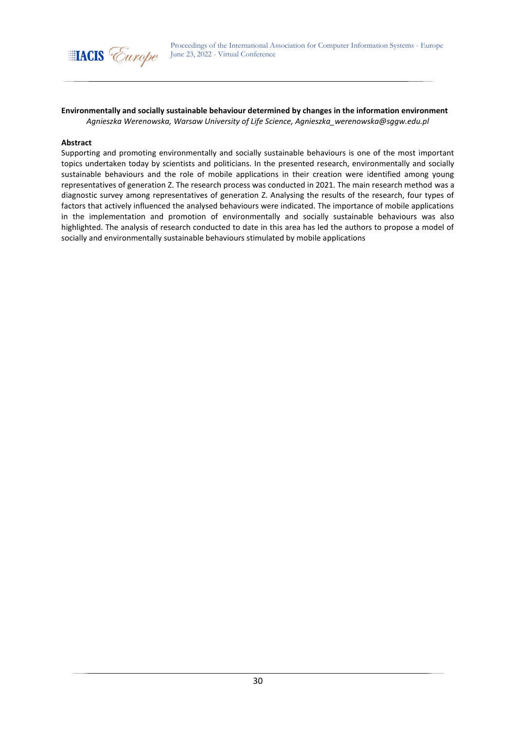**Environmentally and socially sustainable behaviour determined by changes in the information environment**

*Agnieszka Werenowska, Warsaw University of Life Science, Agnieszka_werenowska@sggw.edu.pl*

**Abstract**

Supporting and promoting environmentally and socially sustainable behaviours is one of the most important topics undertaken today by scientists and politicians. In the presented research, environmentally and socially sustainable behaviours and the role of mobile applications in their creation were identified among young representatives of generation Z. The research process was conducted in 2021. The main research method was a diagnostic survey among representatives of generation Z. Analysing the results of the research, four types of factors that actively influenced the analysed behaviours were indicated. The importance of mobile applications in the implementation and promotion of environmentally and socially sustainable behaviours was also highlighted. The analysis of research conducted to date in this area has led the authors to propose a model of socially and environmentally sustainable behaviours stimulated by mobile applications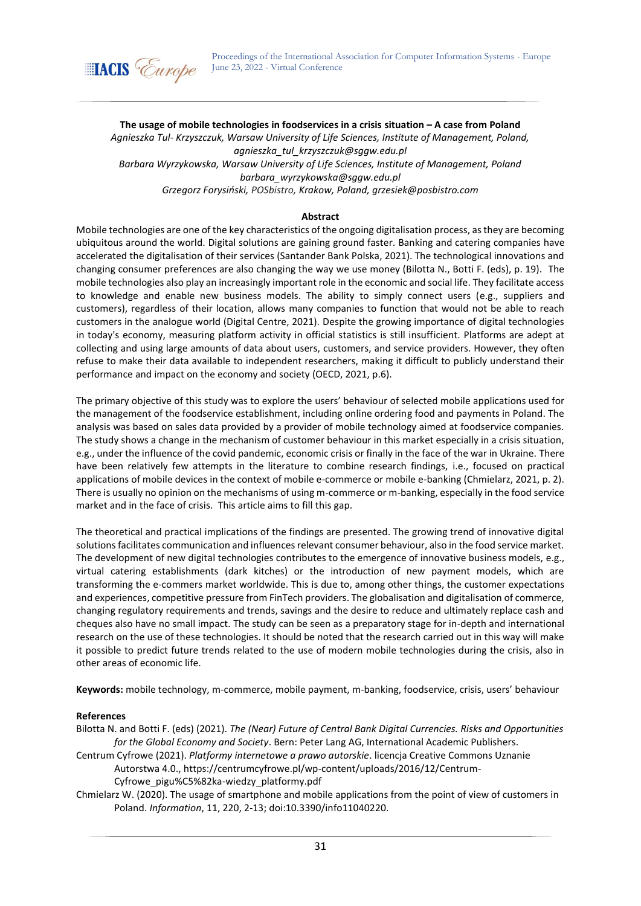**The usage of mobile technologies in foodservices in a crisis situation – A case from Poland**

*Agnieszka Tul- Krzyszczuk, Warsaw University of Life Sciences, Institute of Management, Poland, agnieszka_tul_krzyszczuk@sggw.edu.pl*

*Barbara Wyrzykowska, Warsaw University of Life Sciences, Institute of Management, Poland barbara_wyrzykowska@sggw.edu.pl*

*Grzegorz Forysiński, POSbistro, Krakow, Poland, grzesiek@posbistro.com*

**Abstract**

Mobile technologies are one of the key characteristics of the ongoing digitalisation process, as they are becoming ubiquitous around the world. Digital solutions are gaining ground faster. Banking and catering companies have accelerated the digitalisation of their services (Santander Bank Polska, 2021). The technological innovations and changing consumer preferences are also changing the way we use money (Bilotta N., Botti F. (eds), p. 19). The mobile technologies also play an increasingly important role in the economic and social life. They facilitate access to knowledge and enable new business models. The ability to simply connect users (e.g., suppliers and customers), regardless of their location, allows many companies to function that would not be able to reach customers in the analogue world (Digital Centre, 2021). Despite the growing importance of digital technologies in today's economy, measuring platform activity in official statistics is still insufficient. Platforms are adept at collecting and using large amounts of data about users, customers, and service providers. However, they often refuse to make their data available to independent researchers, making it difficult to publicly understand their performance and impact on the economy and society (OECD, 2021, p.6).

The primary objective of this study was to explore the users' behaviour of selected mobile applications used for the management of the foodservice establishment, including online ordering food and payments in Poland. The analysis was based on sales data provided by a provider of mobile technology aimed at foodservice companies. The study shows a change in the mechanism of customer behaviour in this market especially in a crisis situation, e.g., under the influence of the covid pandemic, economic crisis or finally in the face of the war in Ukraine. There have been relatively few attempts in the literature to combine research findings, i.e., focused on practical applications of mobile devices in the context of mobile e-commerce or mobile e-banking (Chmielarz, 2021, p. 2). There is usually no opinion on the mechanisms of using m-commerce or m-banking, especially in the food service market and in the face of crisis. This article aims to fill this gap.

The theoretical and practical implications of the findings are presented. The growing trend of innovative digital solutions facilitates communication and influences relevant consumer behaviour, also in the food service market. The development of new digital technologies contributes to the emergence of innovative business models, e.g., virtual catering establishments (dark kitches) or the introduction of new payment models, which are transforming the e-commers market worldwide. This is due to, among other things, the customer expectations and experiences, competitive pressure from FinTech providers. The globalisation and digitalisation of commerce, changing regulatory requirements and trends, savings and the desire to reduce and ultimately replace cash and cheques also have no small impact. The study can be seen as a preparatory stage for in-depth and international research on the use of these technologies. It should be noted that the research carried out in this way will make it possible to predict future trends related to the use of modern mobile technologies during the crisis, also in other areas of economic life.

**Keywords:** mobile technology, m-commerce, mobile payment, m-banking, foodservice, crisis, users' behaviour

**References**

Bilotta N. and Botti F. (eds) (2021). *The (Near) Future of Central Bank Digital Currencies. Risks and Opportunities for the Global Economy and Society*. Bern: Peter Lang AG, International Academic Publishers.

Centrum Cyfrowe (2021). *Platformy internetowe a prawo autorskie*. licencja Creative Commons Uznanie Autorstwa 4.0., https://centrumcyfrowe.pl/wp-content/uploads/2016/12/Centrum-Cyfrowe_pigu%C5%82ka-wiedzy_platformy.pdf

Chmielarz W. (2020). The usage of smartphone and mobile applications from the point of view of customers in Poland. *Information*, 11, 220, 2-13; doi:10.3390/info11040220.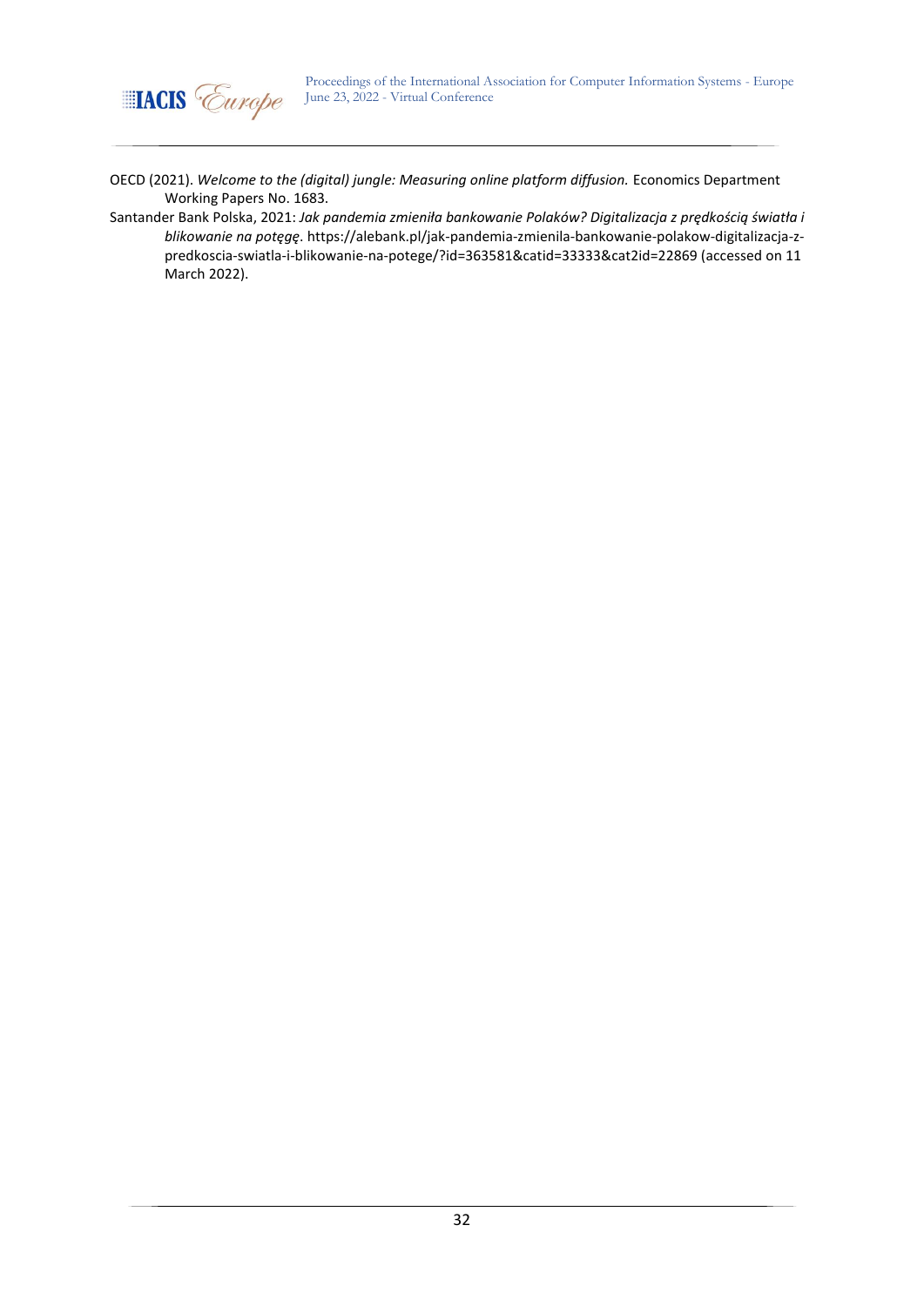OECD (2021). *Welcome to the (digital) jungle: Measuring online platform diffusion.* Economics Department Working Papers No. 1683.

Santander Bank Polska, 2021: *Jak pandemia zmieniła bankowanie Polaków? Digitalizacja z prędkością światła i blikowanie na potęgę*. https://alebank.pl/jak-pandemia-zmienila-bankowanie-polakow-digitalizacja-z-predkoscia-swiatla-i-blikowanie-na-potege/?id=363581&catid=33333&cat2id=22869 (accessed on 11 March 2022).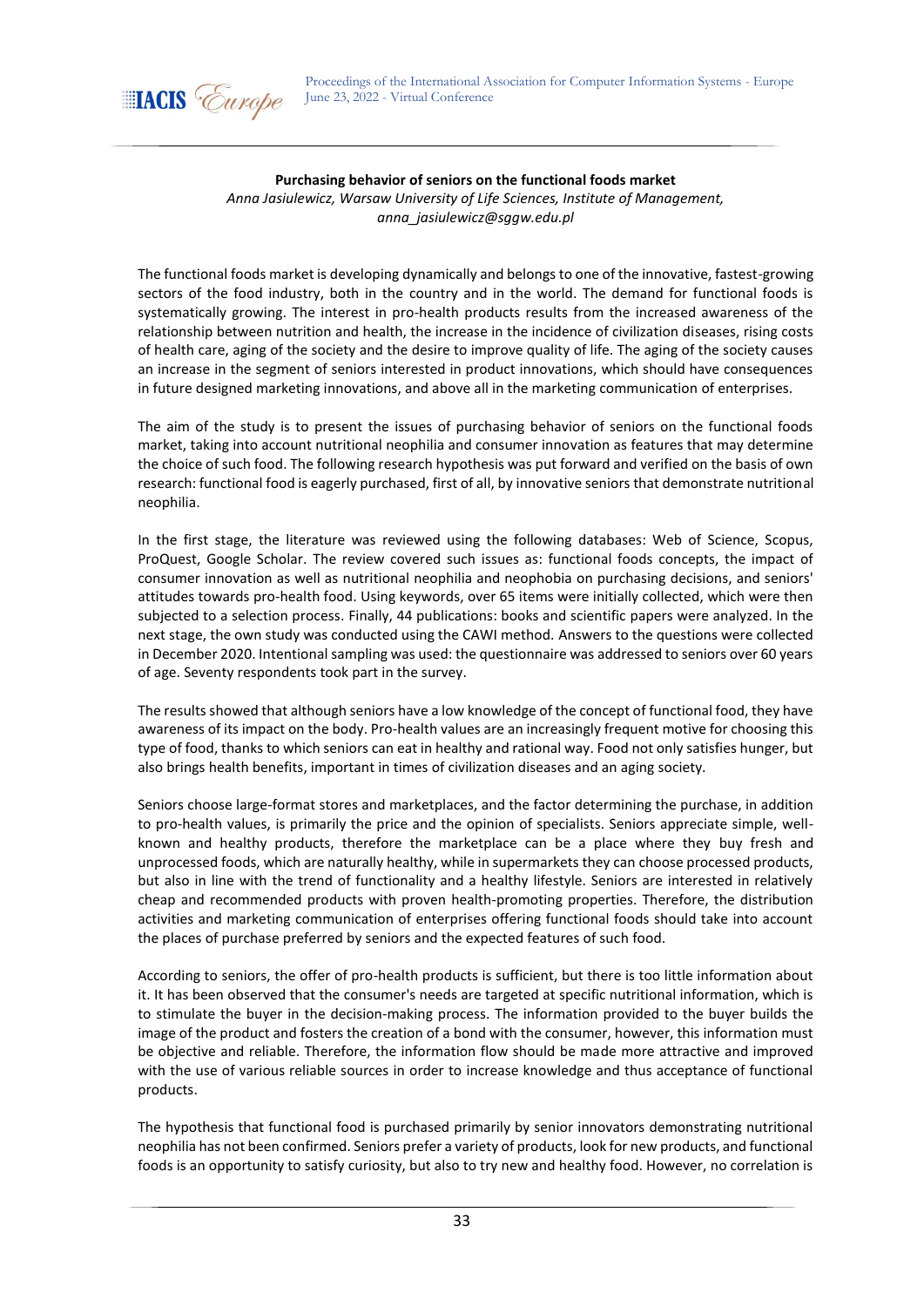**Purchasing behavior of seniors on the functional foods market**

*Anna Jasiulewicz, Warsaw University of Life Sciences, Institute of Management, anna_jasiulewicz@sggw.edu.pl*

The functional foods market is developing dynamically and belongs to one of the innovative, fastest-growing sectors of the food industry, both in the country and in the world. The demand for functional foods is systematically growing. The interest in pro-health products results from the increased awareness of the relationship between nutrition and health, the increase in the incidence of civilization diseases, rising costs of health care, aging of the society and the desire to improve quality of life. The aging of the society causes an increase in the segment of seniors interested in product innovations, which should have consequences in future designed marketing innovations, and above all in the marketing communication of enterprises.

The aim of the study is to present the issues of purchasing behavior of seniors on the functional foods market, taking into account nutritional neophilia and consumer innovation as features that may determine the choice of such food. The following research hypothesis was put forward and verified on the basis of own research: functional food is eagerly purchased, first of all, by innovative seniors that demonstrate nutritional neophilia.

In the first stage, the literature was reviewed using the following databases: Web of Science, Scopus, ProQuest, Google Scholar. The review covered such issues as: functional foods concepts, the impact of consumer innovation as well as nutritional neophilia and neophobia on purchasing decisions, and seniors' attitudes towards pro-health food. Using keywords, over 65 items were initially collected, which were then subjected to a selection process. Finally, 44 publications: books and scientific papers were analyzed. In the next stage, the own study was conducted using the CAWI method. Answers to the questions were collected in December 2020. Intentional sampling was used: the questionnaire was addressed to seniors over 60 years of age. Seventy respondents took part in the survey.

The results showed that although seniors have a low knowledge of the concept of functional food, they have awareness of its impact on the body. Pro-health values are an increasingly frequent motive for choosing this type of food, thanks to which seniors can eat in healthy and rational way. Food not only satisfies hunger, but also brings health benefits, important in times of civilization diseases and an aging society.

Seniors choose large-format stores and marketplaces, and the factor determining the purchase, in addition to pro-health values, is primarily the price and the opinion of specialists. Seniors appreciate simple, well-known and healthy products, therefore the marketplace can be a place where they buy fresh and unprocessed foods, which are naturally healthy, while in supermarkets they can choose processed products, but also in line with the trend of functionality and a healthy lifestyle. Seniors are interested in relatively cheap and recommended products with proven health-promoting properties. Therefore, the distribution activities and marketing communication of enterprises offering functional foods should take into account the places of purchase preferred by seniors and the expected features of such food.

According to seniors, the offer of pro-health products is sufficient, but there is too little information about it. It has been observed that the consumer's needs are targeted at specific nutritional information, which is to stimulate the buyer in the decision-making process. The information provided to the buyer builds the image of the product and fosters the creation of a bond with the consumer, however, this information must be objective and reliable. Therefore, the information flow should be made more attractive and improved with the use of various reliable sources in order to increase knowledge and thus acceptance of functional products.

The hypothesis that functional food is purchased primarily by senior innovators demonstrating nutritional neophilia has not been confirmed. Seniors prefer a variety of products, look for new products, and functional foods is an opportunity to satisfy curiosity, but also to try new and healthy food. However, no correlation is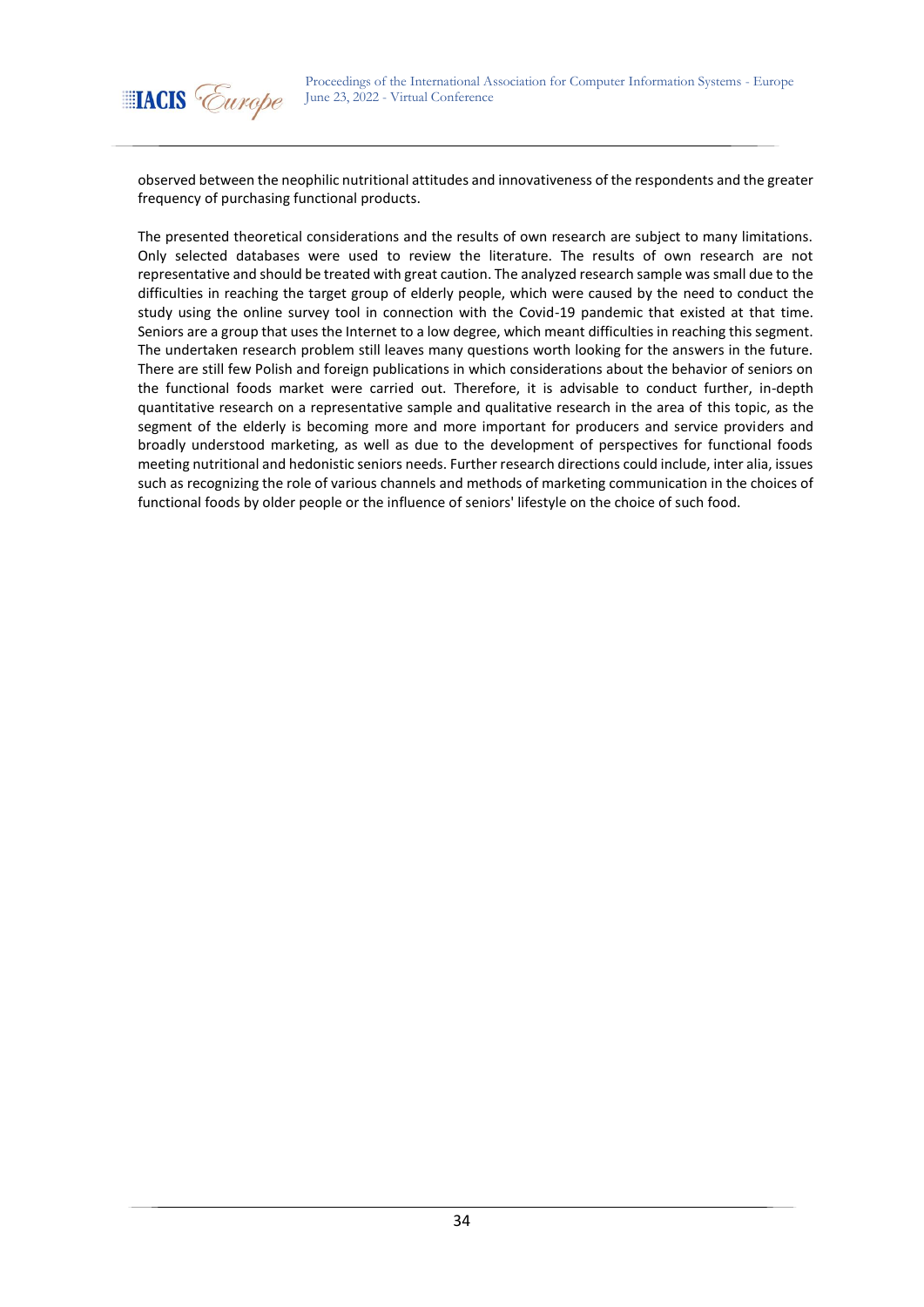observed between the neophilic nutritional attitudes and innovativeness of the respondents and the greater frequency of purchasing functional products.

The presented theoretical considerations and the results of own research are subject to many limitations. Only selected databases were used to review the literature. The results of own research are not representative and should be treated with great caution. The analyzed research sample was small due to the difficulties in reaching the target group of elderly people, which were caused by the need to conduct the study using the online survey tool in connection with the Covid-19 pandemic that existed at that time. Seniors are a group that uses the Internet to a low degree, which meant difficulties in reaching this segment. The undertaken research problem still leaves many questions worth looking for the answers in the future. There are still few Polish and foreign publications in which considerations about the behavior of seniors on the functional foods market were carried out. Therefore, it is advisable to conduct further, in-depth quantitative research on a representative sample and qualitative research in the area of this topic, as the segment of the elderly is becoming more and more important for producers and service providers and broadly understood marketing, as well as due to the development of perspectives for functional foods meeting nutritional and hedonistic seniors needs. Further research directions could include, inter alia, issues such as recognizing the role of various channels and methods of marketing communication in the choices of functional foods by older people or the influence of seniors' lifestyle on the choice of such food.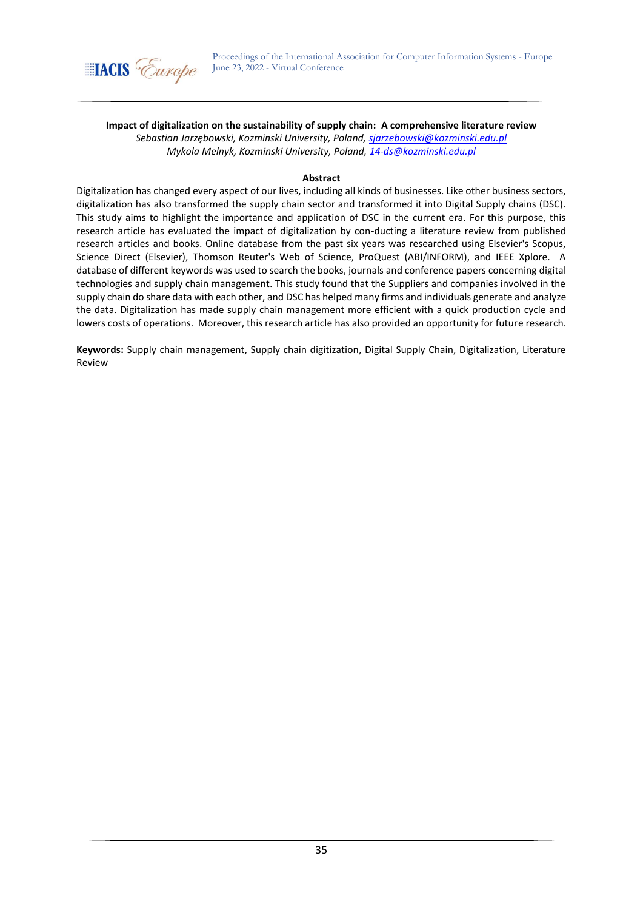**Impact of digitalization on the sustainability of supply chain: A comprehensive literature review**

*Sebastian Jarzębowski, Kozminski University, Poland, sjarzebowski@kozminski.edu.pl*

*Mykola Melnyk, Kozminski University, Poland, 14-ds@kozminski.edu.pl*

**Abstract**

Digitalization has changed every aspect of our lives, including all kinds of businesses. Like other business sectors, digitalization has also transformed the supply chain sector and transformed it into Digital Supply chains (DSC). This study aims to highlight the importance and application of DSC in the current era. For this purpose, this research article has evaluated the impact of digitalization by con-ducting a literature review from published research articles and books. Online database from the past six years was researched using Elsevier's Scopus, Science Direct (Elsevier), Thomson Reuter's Web of Science, ProQuest (ABI/INFORM), and IEEE Xplore. A database of different keywords was used to search the books, journals and conference papers concerning digital technologies and supply chain management. This study found that the Suppliers and companies involved in the supply chain do share data with each other, and DSC has helped many firms and individuals generate and analyze the data. Digitalization has made supply chain management more efficient with a quick production cycle and lowers costs of operations. Moreover, this research article has also provided an opportunity for future research.

**Keywords:** Supply chain management, Supply chain digitization, Digital Supply Chain, Digitalization, Literature Review